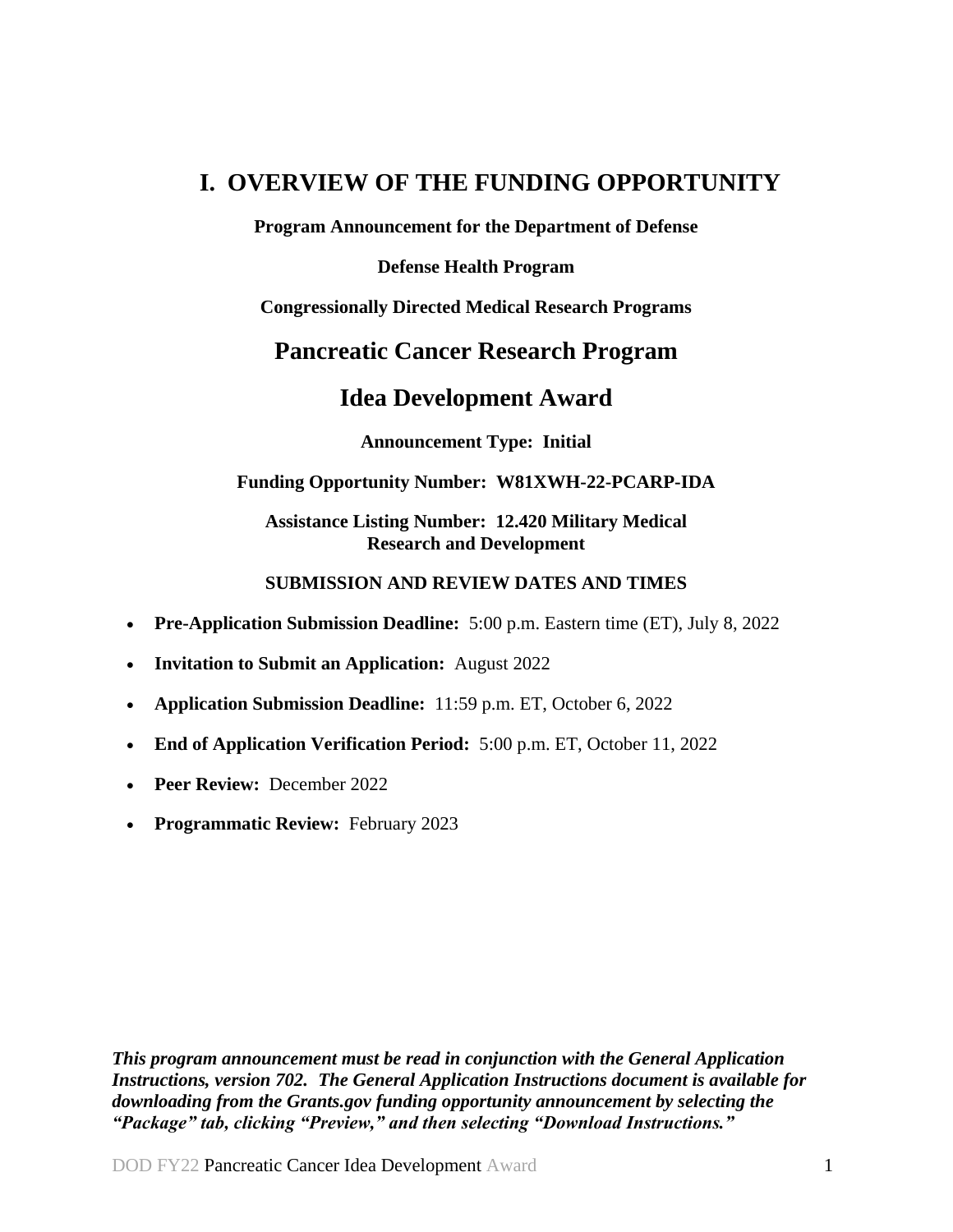# I. OVERVIEW OF THE FUNDING OPPORTUNITY

**Program Announcement for the Department of Defense**

**Defense Health Program**

**Congressionally Directed Medical Research Programs**

## Pancreatic Cancer Research Program

## Idea Development Award

**Announcement Type: Initial**

**Funding Opportunity Number: W81XWH-22-PCARP-IDA**

**Assistance Listing Number: 12.420 Military Medical Research and Development**

**SUBMISSION AND REVIEW DATES AND TIMES**

- **Pre-Application Submission Deadline:** 5:00 p.m. Eastern time (ET), July 8, 2022
- **Invitation to Submit an Application:** August 2022
- **Application Submission Deadline:** 11:59 p.m. ET, October 6, 2022
- **End of Application Verification Period:** 5:00 p.m. ET, October 11, 2022
- **Peer Review:** December 2022
- **Programmatic Review:** February 2023

***This program announcement must be read in conjunction with the General Application Instructions, version 702. The General Application Instructions document is available for downloading from the Grants.gov funding opportunity announcement by selecting the "Package" tab, clicking "Preview," and then selecting "Download Instructions."***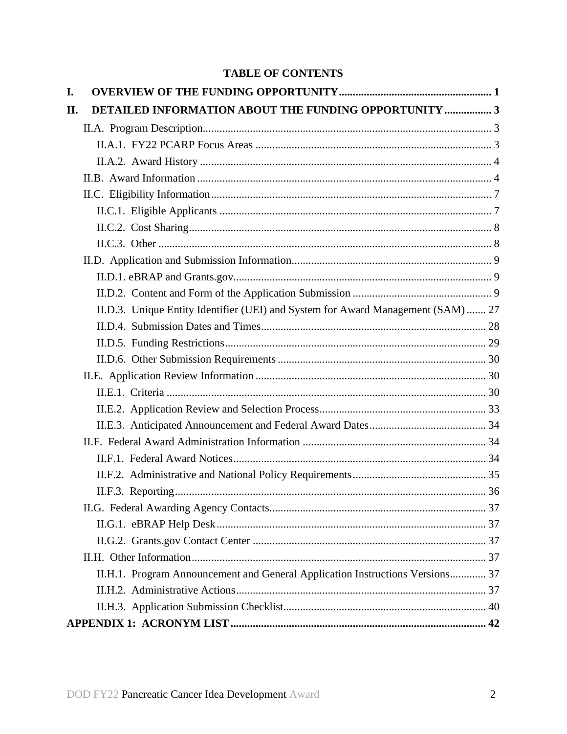# TABLE OF CONTENTS

**I. OVERVIEW OF THE FUNDING OPPORTUNITY ........................................................ 1**

**II. DETAILED INFORMATION ABOUT THE FUNDING OPPORTUNITY .................. 3**

- II.A. Program Description ........................................................................................ 3
  - II.A.1. FY22 PCARP Focus Areas .................................................................... 3
  - II.A.2. Award History ........................................................................................ 4
- II.B. Award Information ........................................................................................... 4
- II.C. Eligibility Information ..................................................................................... 7
  - II.C.1. Eligible Applicants ................................................................................. 7
  - II.C.2. Cost Sharing ........................................................................................... 8
  - II.C.3. Other ....................................................................................................... 8
- II.D. Application and Submission Information ........................................................ 9
  - II.D.1. eBRAP and Grants.gov ............................................................................ 9
  - II.D.2. Content and Form of the Application Submission ................................. 9
  - II.D.3. Unique Entity Identifier (UEI) and System for Award Management (SAM) ....... 27
  - II.D.4. Submission Dates and Times ................................................................ 28
  - II.D.5. Funding Restrictions ............................................................................. 29
  - II.D.6. Other Submission Requirements ........................................................... 30
- II.E. Application Review Information ................................................................... 30
  - II.E.1. Criteria .................................................................................................. 30
  - II.E.2. Application Review and Selection Process ........................................... 33
  - II.E.3. Anticipated Announcement and Federal Award Dates .......................... 34
- II.F. Federal Award Administration Information .................................................. 34
  - II.F.1. Federal Award Notices .......................................................................... 34
  - II.F.2. Administrative and National Policy Requirements ................................ 35
  - II.F.3. Reporting ............................................................................................... 36
- II.G. Federal Awarding Agency Contacts .............................................................. 37
  - II.G.1. eBRAP Help Desk ................................................................................ 37
  - II.G.2. Grants.gov Contact Center ................................................................... 37
- II.H. Other Information .......................................................................................... 37
  - II.H.1. Program Announcement and General Application Instructions Versions ............. 37
  - II.H.2. Administrative Actions .......................................................................... 37
  - II.H.3. Application Submission Checklist ......................................................... 40

**APPENDIX 1: ACRONYM LIST ............................................................................ 42**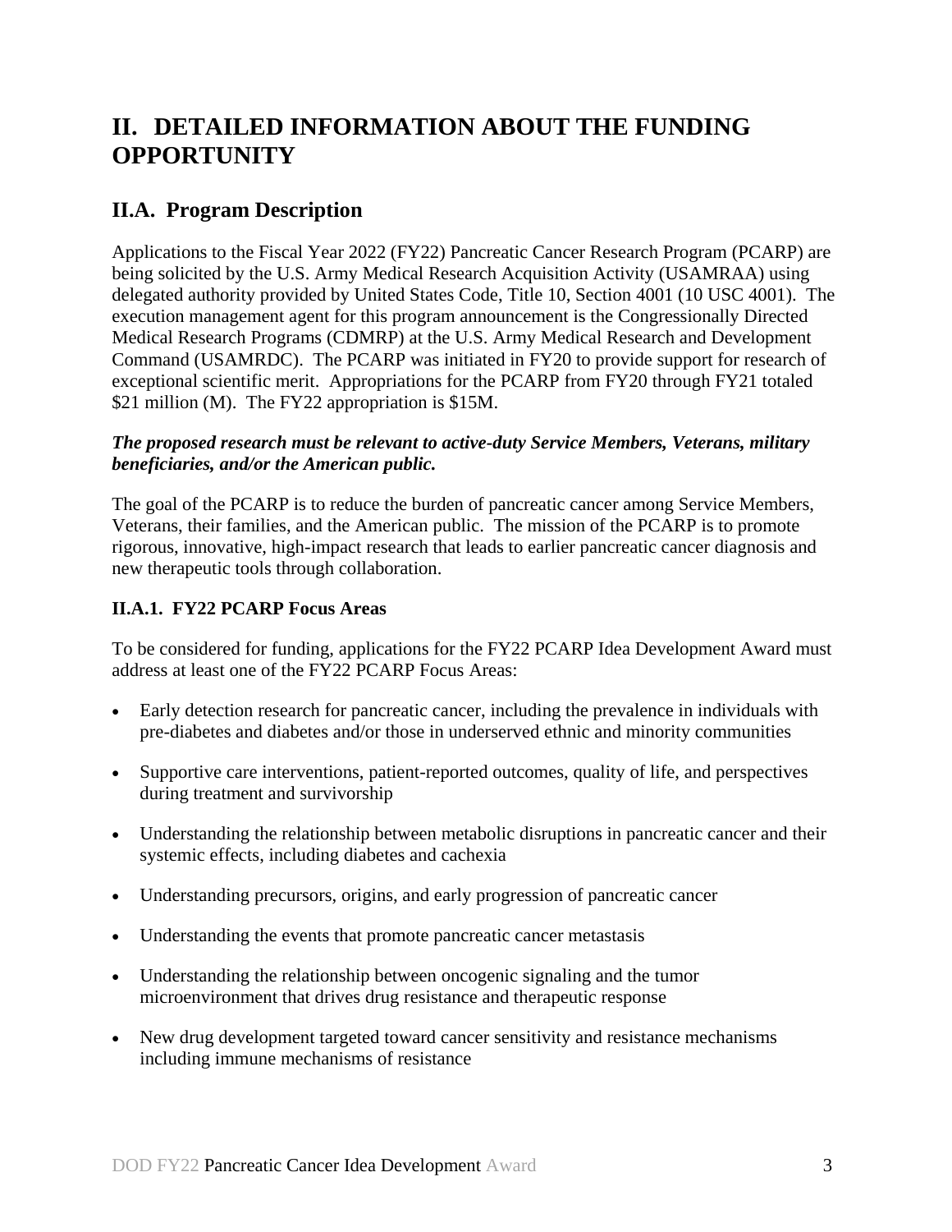# II. DETAILED INFORMATION ABOUT THE FUNDING OPPORTUNITY

## II.A. Program Description

Applications to the Fiscal Year 2022 (FY22) Pancreatic Cancer Research Program (PCARP) are being solicited by the U.S. Army Medical Research Acquisition Activity (USAMRAA) using delegated authority provided by United States Code, Title 10, Section 4001 (10 USC 4001). The execution management agent for this program announcement is the Congressionally Directed Medical Research Programs (CDMRP) at the U.S. Army Medical Research and Development Command (USAMRDC). The PCARP was initiated in FY20 to provide support for research of exceptional scientific merit. Appropriations for the PCARP from FY20 through FY21 totaled $21 million (M). The FY22 appropriation is $15M.

***The proposed research must be relevant to active-duty Service Members, Veterans, military beneficiaries, and/or the American public.***

The goal of the PCARP is to reduce the burden of pancreatic cancer among Service Members, Veterans, their families, and the American public. The mission of the PCARP is to promote rigorous, innovative, high-impact research that leads to earlier pancreatic cancer diagnosis and new therapeutic tools through collaboration.

### II.A.1. FY22 PCARP Focus Areas

To be considered for funding, applications for the FY22 PCARP Idea Development Award must address at least one of the FY22 PCARP Focus Areas:

- Early detection research for pancreatic cancer, including the prevalence in individuals with pre-diabetes and diabetes and/or those in underserved ethnic and minority communities
- Supportive care interventions, patient-reported outcomes, quality of life, and perspectives during treatment and survivorship
- Understanding the relationship between metabolic disruptions in pancreatic cancer and their systemic effects, including diabetes and cachexia
- Understanding precursors, origins, and early progression of pancreatic cancer
- Understanding the events that promote pancreatic cancer metastasis
- Understanding the relationship between oncogenic signaling and the tumor microenvironment that drives drug resistance and therapeutic response
- New drug development targeted toward cancer sensitivity and resistance mechanisms including immune mechanisms of resistance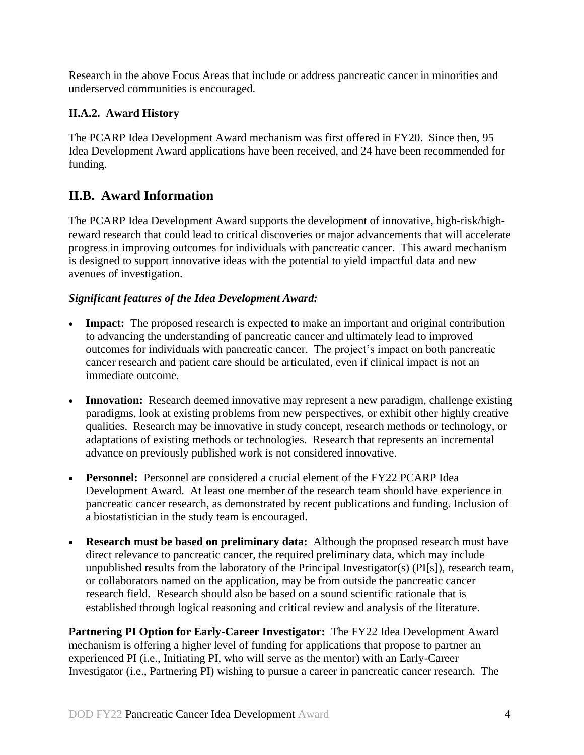Research in the above Focus Areas that include or address pancreatic cancer in minorities and underserved communities is encouraged.

### II.A.2. Award History

The PCARP Idea Development Award mechanism was first offered in FY20. Since then, 95 Idea Development Award applications have been received, and 24 have been recommended for funding.

## II.B. Award Information

The PCARP Idea Development Award supports the development of innovative, high-risk/high-reward research that could lead to critical discoveries or major advancements that will accelerate progress in improving outcomes for individuals with pancreatic cancer. This award mechanism is designed to support innovative ideas with the potential to yield impactful data and new avenues of investigation.

***Significant features of the Idea Development Award:***

- **Impact:** The proposed research is expected to make an important and original contribution to advancing the understanding of pancreatic cancer and ultimately lead to improved outcomes for individuals with pancreatic cancer. The project's impact on both pancreatic cancer research and patient care should be articulated, even if clinical impact is not an immediate outcome.
- **Innovation:** Research deemed innovative may represent a new paradigm, challenge existing paradigms, look at existing problems from new perspectives, or exhibit other highly creative qualities. Research may be innovative in study concept, research methods or technology, or adaptations of existing methods or technologies. Research that represents an incremental advance on previously published work is not considered innovative.
- **Personnel:** Personnel are considered a crucial element of the FY22 PCARP Idea Development Award. At least one member of the research team should have experience in pancreatic cancer research, as demonstrated by recent publications and funding. Inclusion of a biostatistician in the study team is encouraged.
- **Research must be based on preliminary data:** Although the proposed research must have direct relevance to pancreatic cancer, the required preliminary data, which may include unpublished results from the laboratory of the Principal Investigator(s) (PI[s]), research team, or collaborators named on the application, may be from outside the pancreatic cancer research field. Research should also be based on a sound scientific rationale that is established through logical reasoning and critical review and analysis of the literature.

**Partnering PI Option for Early-Career Investigator:** The FY22 Idea Development Award mechanism is offering a higher level of funding for applications that propose to partner an experienced PI (i.e., Initiating PI, who will serve as the mentor) with an Early-Career Investigator (i.e., Partnering PI) wishing to pursue a career in pancreatic cancer research. The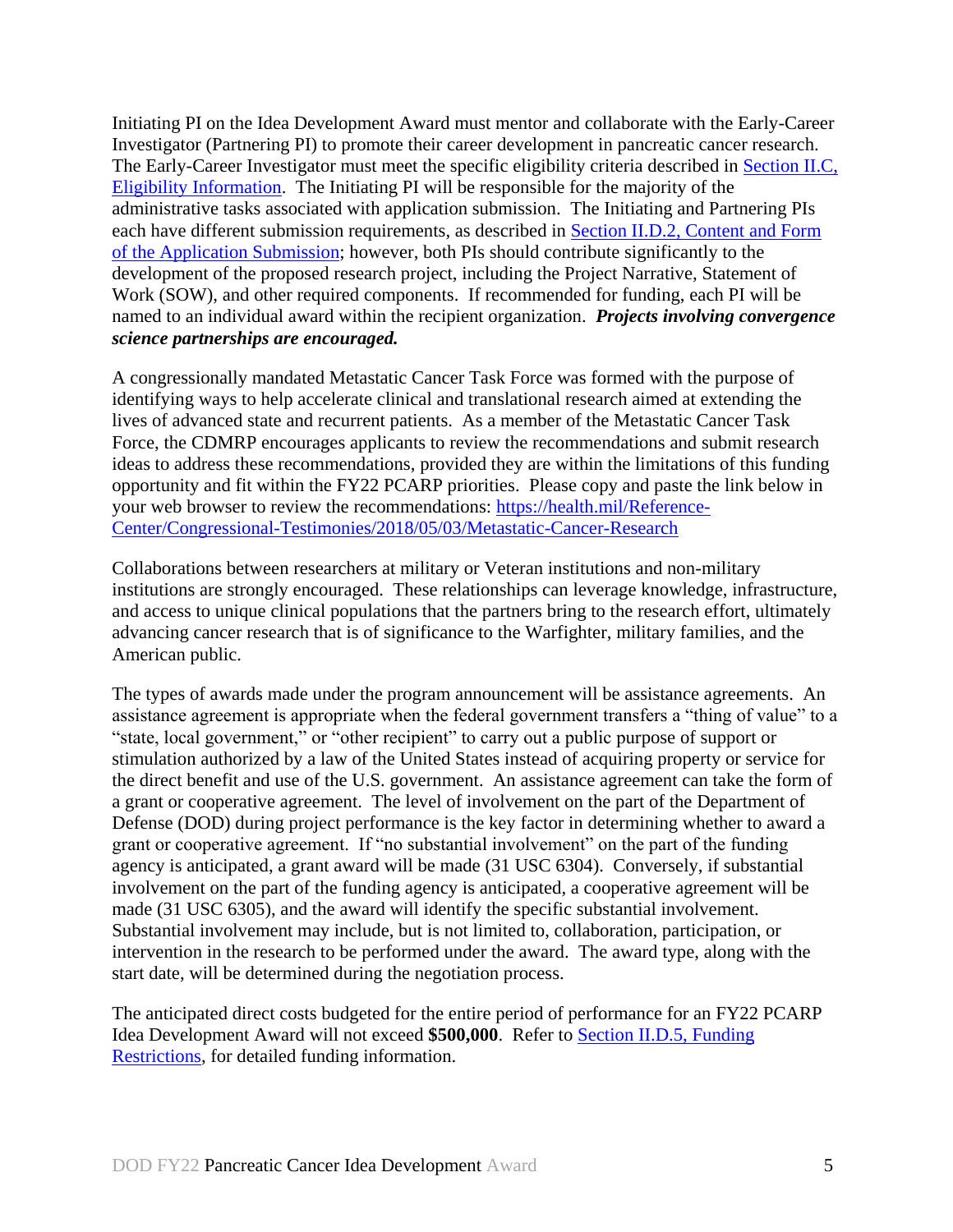Initiating PI on the Idea Development Award must mentor and collaborate with the Early-Career Investigator (Partnering PI) to promote their career development in pancreatic cancer research. The Early-Career Investigator must meet the specific eligibility criteria described in Section II.C, Eligibility Information. The Initiating PI will be responsible for the majority of the administrative tasks associated with application submission. The Initiating and Partnering PIs each have different submission requirements, as described in Section II.D.2, Content and Form of the Application Submission; however, both PIs should contribute significantly to the development of the proposed research project, including the Project Narrative, Statement of Work (SOW), and other required components. If recommended for funding, each PI will be named to an individual award within the recipient organization. ***Projects involving convergence science partnerships are encouraged.***

A congressionally mandated Metastatic Cancer Task Force was formed with the purpose of identifying ways to help accelerate clinical and translational research aimed at extending the lives of advanced state and recurrent patients. As a member of the Metastatic Cancer Task Force, the CDMRP encourages applicants to review the recommendations and submit research ideas to address these recommendations, provided they are within the limitations of this funding opportunity and fit within the FY22 PCARP priorities. Please copy and paste the link below in your web browser to review the recommendations: https://health.mil/Reference-Center/Congressional-Testimonies/2018/05/03/Metastatic-Cancer-Research

Collaborations between researchers at military or Veteran institutions and non-military institutions are strongly encouraged. These relationships can leverage knowledge, infrastructure, and access to unique clinical populations that the partners bring to the research effort, ultimately advancing cancer research that is of significance to the Warfighter, military families, and the American public.

The types of awards made under the program announcement will be assistance agreements. An assistance agreement is appropriate when the federal government transfers a "thing of value" to a "state, local government," or "other recipient" to carry out a public purpose of support or stimulation authorized by a law of the United States instead of acquiring property or service for the direct benefit and use of the U.S. government. An assistance agreement can take the form of a grant or cooperative agreement. The level of involvement on the part of the Department of Defense (DOD) during project performance is the key factor in determining whether to award a grant or cooperative agreement. If "no substantial involvement" on the part of the funding agency is anticipated, a grant award will be made (31 USC 6304). Conversely, if substantial involvement on the part of the funding agency is anticipated, a cooperative agreement will be made (31 USC 6305), and the award will identify the specific substantial involvement. Substantial involvement may include, but is not limited to, collaboration, participation, or intervention in the research to be performed under the award. The award type, along with the start date, will be determined during the negotiation process.

The anticipated direct costs budgeted for the entire period of performance for an FY22 PCARP Idea Development Award will not exceed **$500,000**. Refer to Section II.D.5, Funding Restrictions, for detailed funding information.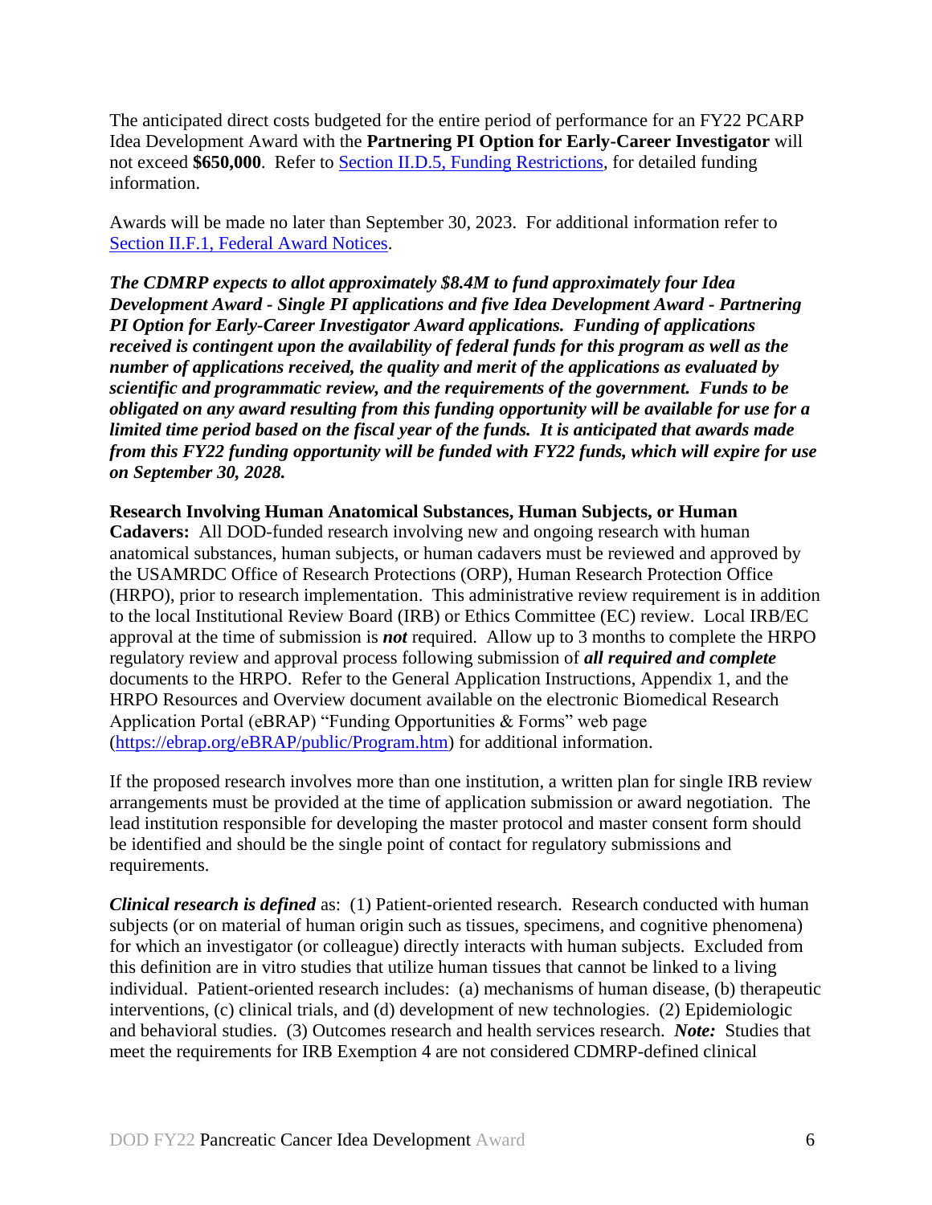The anticipated direct costs budgeted for the entire period of performance for an FY22 PCARP Idea Development Award with the **Partnering PI Option for Early-Career Investigator** will not exceed **$650,000**. Refer to Section II.D.5, Funding Restrictions, for detailed funding information.

Awards will be made no later than September 30, 2023. For additional information refer to Section II.F.1, Federal Award Notices.

***The CDMRP expects to allot approximately $8.4M to fund approximately four Idea Development Award - Single PI applications and five Idea Development Award - Partnering PI Option for Early-Career Investigator Award applications. Funding of applications received is contingent upon the availability of federal funds for this program as well as the number of applications received, the quality and merit of the applications as evaluated by scientific and programmatic review, and the requirements of the government. Funds to be obligated on any award resulting from this funding opportunity will be available for use for a limited time period based on the fiscal year of the funds. It is anticipated that awards made from this FY22 funding opportunity will be funded with FY22 funds, which will expire for use on September 30, 2028.***

**Research Involving Human Anatomical Substances, Human Subjects, or Human Cadavers:** All DOD-funded research involving new and ongoing research with human anatomical substances, human subjects, or human cadavers must be reviewed and approved by the USAMRDC Office of Research Protections (ORP), Human Research Protection Office (HRPO), prior to research implementation. This administrative review requirement is in addition to the local Institutional Review Board (IRB) or Ethics Committee (EC) review. Local IRB/EC approval at the time of submission is ***not*** required. Allow up to 3 months to complete the HRPO regulatory review and approval process following submission of ***all required and complete*** documents to the HRPO. Refer to the General Application Instructions, Appendix 1, and the HRPO Resources and Overview document available on the electronic Biomedical Research Application Portal (eBRAP) "Funding Opportunities & Forms" web page (https://ebrap.org/eBRAP/public/Program.htm) for additional information.

If the proposed research involves more than one institution, a written plan for single IRB review arrangements must be provided at the time of application submission or award negotiation. The lead institution responsible for developing the master protocol and master consent form should be identified and should be the single point of contact for regulatory submissions and requirements.

***Clinical research is defined*** as: (1) Patient-oriented research. Research conducted with human subjects (or on material of human origin such as tissues, specimens, and cognitive phenomena) for which an investigator (or colleague) directly interacts with human subjects. Excluded from this definition are in vitro studies that utilize human tissues that cannot be linked to a living individual. Patient-oriented research includes: (a) mechanisms of human disease, (b) therapeutic interventions, (c) clinical trials, and (d) development of new technologies. (2) Epidemiologic and behavioral studies. (3) Outcomes research and health services research. ***Note:*** Studies that meet the requirements for IRB Exemption 4 are not considered CDMRP-defined clinical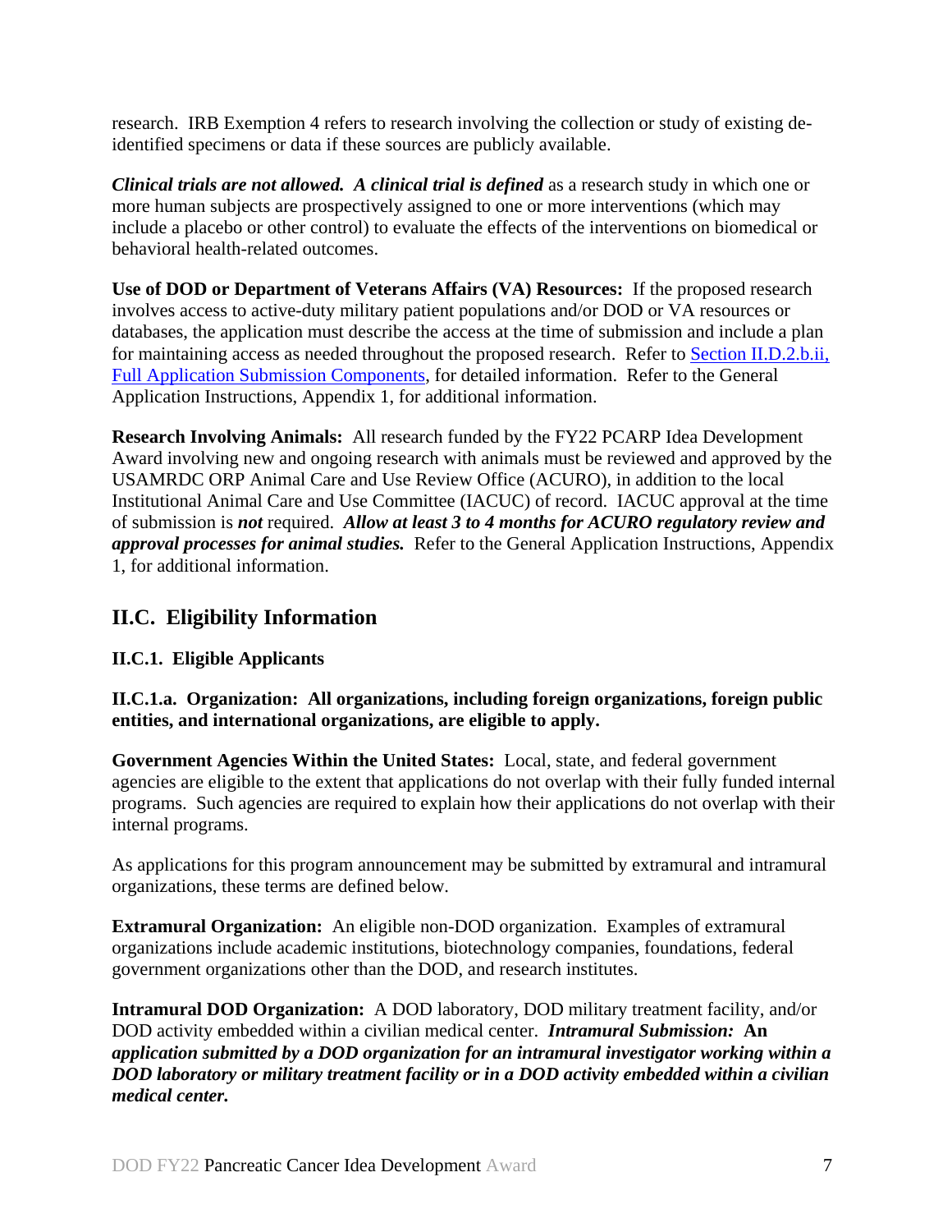research. IRB Exemption 4 refers to research involving the collection or study of existing de-identified specimens or data if these sources are publicly available.

***Clinical trials are not allowed. A clinical trial is defined*** as a research study in which one or more human subjects are prospectively assigned to one or more interventions (which may include a placebo or other control) to evaluate the effects of the interventions on biomedical or behavioral health-related outcomes.

**Use of DOD or Department of Veterans Affairs (VA) Resources:** If the proposed research involves access to active-duty military patient populations and/or DOD or VA resources or databases, the application must describe the access at the time of submission and include a plan for maintaining access as needed throughout the proposed research. Refer to [Section II.D.2.b.ii, Full Application Submission Components](), for detailed information. Refer to the General Application Instructions, Appendix 1, for additional information.

**Research Involving Animals:** All research funded by the FY22 PCARP Idea Development Award involving new and ongoing research with animals must be reviewed and approved by the USAMRDC ORP Animal Care and Use Review Office (ACURO), in addition to the local Institutional Animal Care and Use Committee (IACUC) of record. IACUC approval at the time of submission is ***not*** required. ***Allow at least 3 to 4 months for ACURO regulatory review and approval processes for animal studies.*** Refer to the General Application Instructions, Appendix 1, for additional information.

## II.C. Eligibility Information

### II.C.1. Eligible Applicants

#### II.C.1.a. Organization: All organizations, including foreign organizations, foreign public entities, and international organizations, are eligible to apply.

**Government Agencies Within the United States:** Local, state, and federal government agencies are eligible to the extent that applications do not overlap with their fully funded internal programs. Such agencies are required to explain how their applications do not overlap with their internal programs.

As applications for this program announcement may be submitted by extramural and intramural organizations, these terms are defined below.

**Extramural Organization:** An eligible non-DOD organization. Examples of extramural organizations include academic institutions, biotechnology companies, foundations, federal government organizations other than the DOD, and research institutes.

**Intramural DOD Organization:** A DOD laboratory, DOD military treatment facility, and/or DOD activity embedded within a civilian medical center. ***Intramural Submission:* An application submitted by a DOD organization for an intramural investigator working within a DOD laboratory or military treatment facility or in a DOD activity embedded within a civilian medical center.**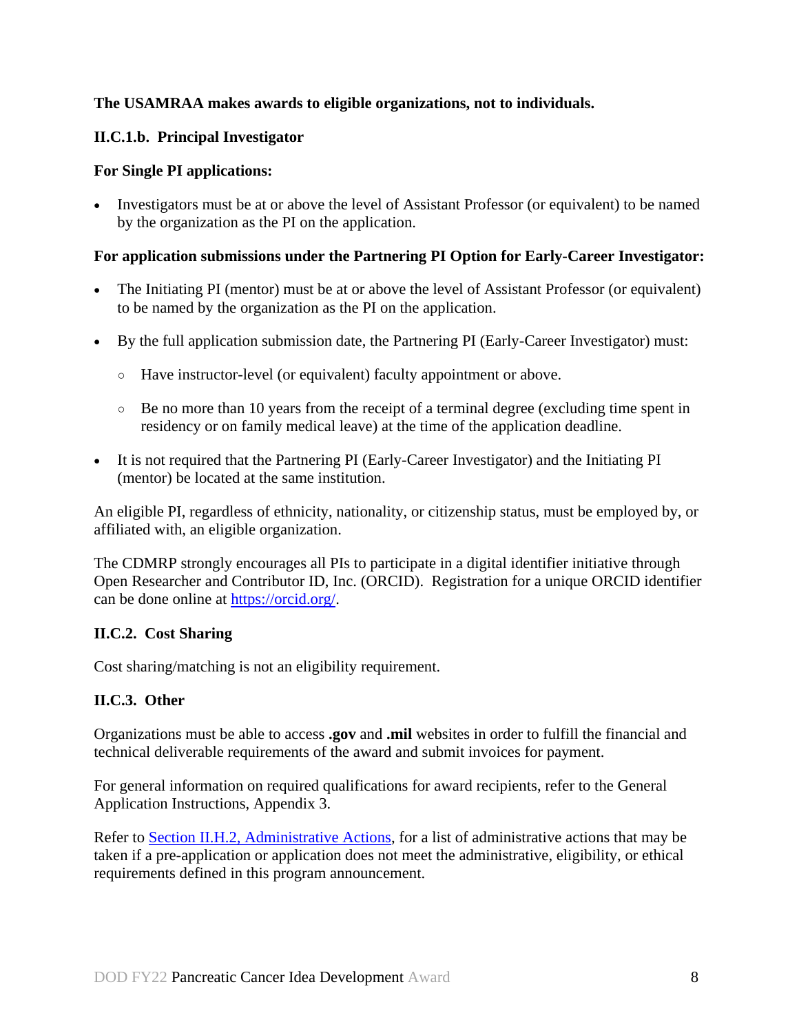**The USAMRAA makes awards to eligible organizations, not to individuals.**

#### II.C.1.b. Principal Investigator

**For Single PI applications:**

- Investigators must be at or above the level of Assistant Professor (or equivalent) to be named by the organization as the PI on the application.

**For application submissions under the Partnering PI Option for Early-Career Investigator:**

- The Initiating PI (mentor) must be at or above the level of Assistant Professor (or equivalent) to be named by the organization as the PI on the application.
- By the full application submission date, the Partnering PI (Early-Career Investigator) must:
  - Have instructor-level (or equivalent) faculty appointment or above.
  - Be no more than 10 years from the receipt of a terminal degree (excluding time spent in residency or on family medical leave) at the time of the application deadline.
- It is not required that the Partnering PI (Early-Career Investigator) and the Initiating PI (mentor) be located at the same institution.

An eligible PI, regardless of ethnicity, nationality, or citizenship status, must be employed by, or affiliated with, an eligible organization.

The CDMRP strongly encourages all PIs to participate in a digital identifier initiative through Open Researcher and Contributor ID, Inc. (ORCID). Registration for a unique ORCID identifier can be done online at [https://orcid.org/](https://orcid.org/).

### II.C.2. Cost Sharing

Cost sharing/matching is not an eligibility requirement.

### II.C.3. Other

Organizations must be able to access **.gov** and **.mil** websites in order to fulfill the financial and technical deliverable requirements of the award and submit invoices for payment.

For general information on required qualifications for award recipients, refer to the General Application Instructions, Appendix 3.

Refer to [Section II.H.2, Administrative Actions](#), for a list of administrative actions that may be taken if a pre-application or application does not meet the administrative, eligibility, or ethical requirements defined in this program announcement.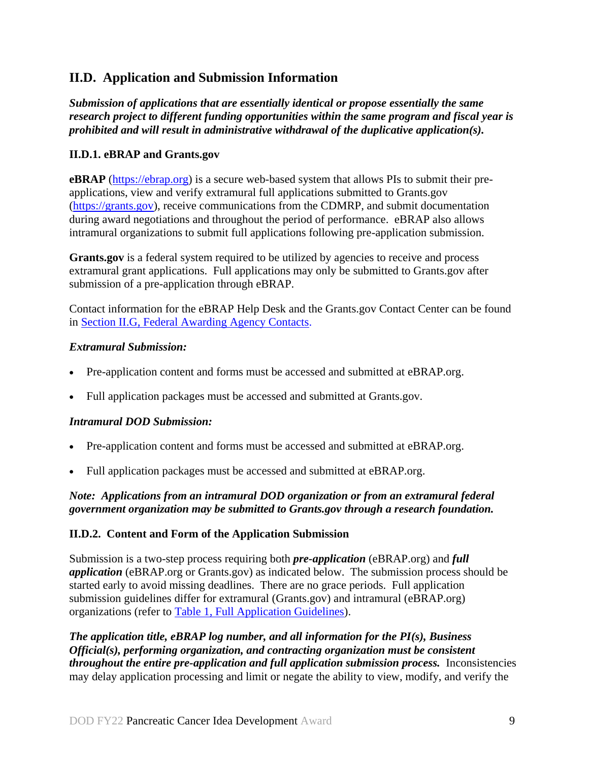## II.D. Application and Submission Information

***Submission of applications that are essentially identical or propose essentially the same research project to different funding opportunities within the same program and fiscal year is prohibited and will result in administrative withdrawal of the duplicative application(s).***

### II.D.1. eBRAP and Grants.gov

**eBRAP** (https://ebrap.org) is a secure web-based system that allows PIs to submit their pre-applications, view and verify extramural full applications submitted to Grants.gov (https://grants.gov), receive communications from the CDMRP, and submit documentation during award negotiations and throughout the period of performance. eBRAP also allows intramural organizations to submit full applications following pre-application submission.

**Grants.gov** is a federal system required to be utilized by agencies to receive and process extramural grant applications. Full applications may only be submitted to Grants.gov after submission of a pre-application through eBRAP.

Contact information for the eBRAP Help Desk and the Grants.gov Contact Center can be found in Section II.G, Federal Awarding Agency Contacts.

***Extramural Submission:***

- Pre-application content and forms must be accessed and submitted at eBRAP.org.
- Full application packages must be accessed and submitted at Grants.gov.

***Intramural DOD Submission:***

- Pre-application content and forms must be accessed and submitted at eBRAP.org.
- Full application packages must be accessed and submitted at eBRAP.org.

***Note: Applications from an intramural DOD organization or from an extramural federal government organization may be submitted to Grants.gov through a research foundation.***

### II.D.2. Content and Form of the Application Submission

Submission is a two-step process requiring both ***pre-application*** (eBRAP.org) and ***full application*** (eBRAP.org or Grants.gov) as indicated below. The submission process should be started early to avoid missing deadlines. There are no grace periods. Full application submission guidelines differ for extramural (Grants.gov) and intramural (eBRAP.org) organizations (refer to Table 1, Full Application Guidelines).

***The application title, eBRAP log number, and all information for the PI(s), Business Official(s), performing organization, and contracting organization must be consistent throughout the entire pre-application and full application submission process.*** Inconsistencies may delay application processing and limit or negate the ability to view, modify, and verify the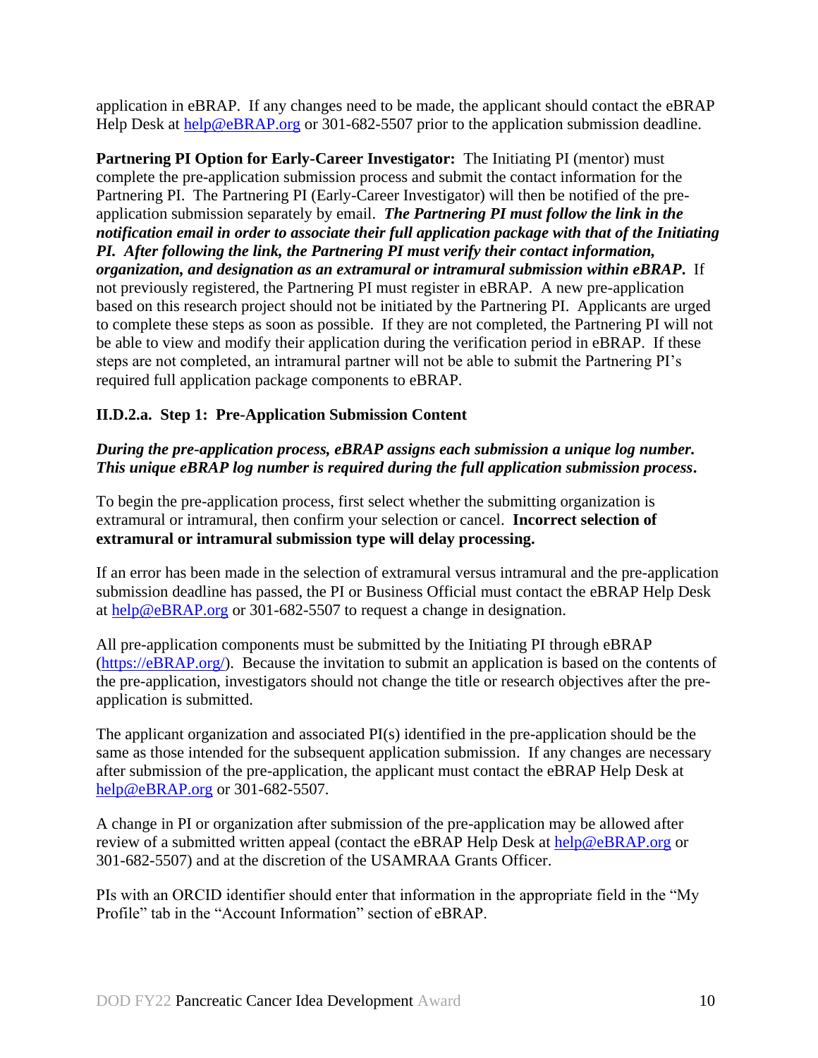application in eBRAP. If any changes need to be made, the applicant should contact the eBRAP Help Desk at help@eBRAP.org or 301-682-5507 prior to the application submission deadline.

**Partnering PI Option for Early-Career Investigator:** The Initiating PI (mentor) must complete the pre-application submission process and submit the contact information for the Partnering PI. The Partnering PI (Early-Career Investigator) will then be notified of the pre-application submission separately by email. ***The Partnering PI must follow the link in the notification email in order to associate their full application package with that of the Initiating PI. After following the link, the Partnering PI must verify their contact information, organization, and designation as an extramural or intramural submission within eBRAP.*** If not previously registered, the Partnering PI must register in eBRAP. A new pre-application based on this research project should not be initiated by the Partnering PI. Applicants are urged to complete these steps as soon as possible. If they are not completed, the Partnering PI will not be able to view and modify their application during the verification period in eBRAP. If these steps are not completed, an intramural partner will not be able to submit the Partnering PI's required full application package components to eBRAP.

### II.D.2.a. Step 1: Pre-Application Submission Content

***During the pre-application process, eBRAP assigns each submission a unique log number. This unique eBRAP log number is required during the full application submission process.***

To begin the pre-application process, first select whether the submitting organization is extramural or intramural, then confirm your selection or cancel. **Incorrect selection of extramural or intramural submission type will delay processing.**

If an error has been made in the selection of extramural versus intramural and the pre-application submission deadline has passed, the PI or Business Official must contact the eBRAP Help Desk at help@eBRAP.org or 301-682-5507 to request a change in designation.

All pre-application components must be submitted by the Initiating PI through eBRAP (https://eBRAP.org/). Because the invitation to submit an application is based on the contents of the pre-application, investigators should not change the title or research objectives after the pre-application is submitted.

The applicant organization and associated PI(s) identified in the pre-application should be the same as those intended for the subsequent application submission. If any changes are necessary after submission of the pre-application, the applicant must contact the eBRAP Help Desk at help@eBRAP.org or 301-682-5507.

A change in PI or organization after submission of the pre-application may be allowed after review of a submitted written appeal (contact the eBRAP Help Desk at help@eBRAP.org or 301-682-5507) and at the discretion of the USAMRAA Grants Officer.

PIs with an ORCID identifier should enter that information in the appropriate field in the "My Profile" tab in the "Account Information" section of eBRAP.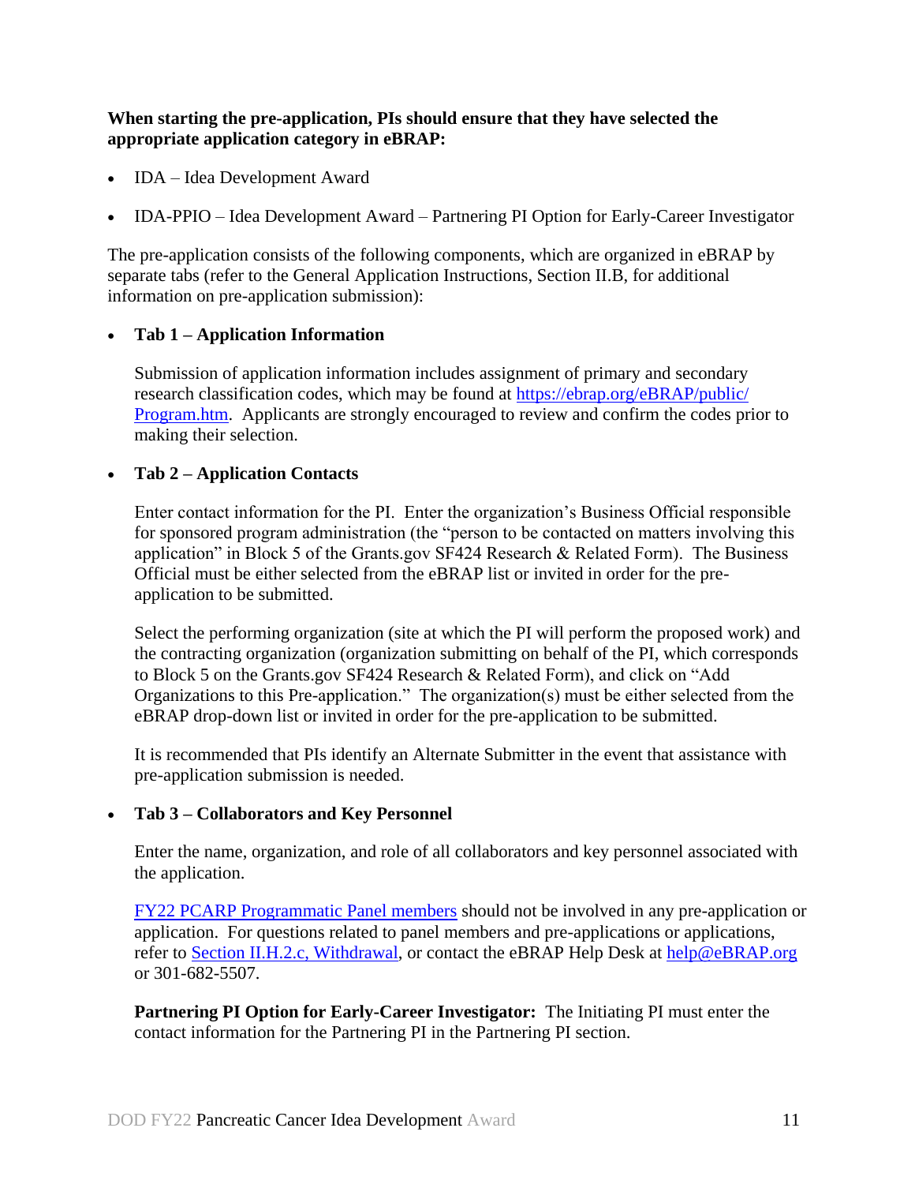**When starting the pre-application, PIs should ensure that they have selected the appropriate application category in eBRAP:**

- IDA – Idea Development Award
- IDA-PPIO – Idea Development Award – Partnering PI Option for Early-Career Investigator

The pre-application consists of the following components, which are organized in eBRAP by separate tabs (refer to the General Application Instructions, Section II.B, for additional information on pre-application submission):

- **Tab 1 – Application Information**

  Submission of application information includes assignment of primary and secondary research classification codes, which may be found at [https://ebrap.org/eBRAP/public/Program.htm](https://ebrap.org/eBRAP/public/Program.htm). Applicants are strongly encouraged to review and confirm the codes prior to making their selection.

- **Tab 2 – Application Contacts**

  Enter contact information for the PI. Enter the organization's Business Official responsible for sponsored program administration (the "person to be contacted on matters involving this application" in Block 5 of the Grants.gov SF424 Research & Related Form). The Business Official must be either selected from the eBRAP list or invited in order for the pre-application to be submitted.

  Select the performing organization (site at which the PI will perform the proposed work) and the contracting organization (organization submitting on behalf of the PI, which corresponds to Block 5 on the Grants.gov SF424 Research & Related Form), and click on "Add Organizations to this Pre-application." The organization(s) must be either selected from the eBRAP drop-down list or invited in order for the pre-application to be submitted.

  It is recommended that PIs identify an Alternate Submitter in the event that assistance with pre-application submission is needed.

- **Tab 3 – Collaborators and Key Personnel**

  Enter the name, organization, and role of all collaborators and key personnel associated with the application.

  FY22 PCARP Programmatic Panel members should not be involved in any pre-application or application. For questions related to panel members and pre-applications or applications, refer to Section II.H.2.c, Withdrawal, or contact the eBRAP Help Desk at [help@eBRAP.org](mailto:help@eBRAP.org) or 301-682-5507.

  **Partnering PI Option for Early-Career Investigator:** The Initiating PI must enter the contact information for the Partnering PI in the Partnering PI section.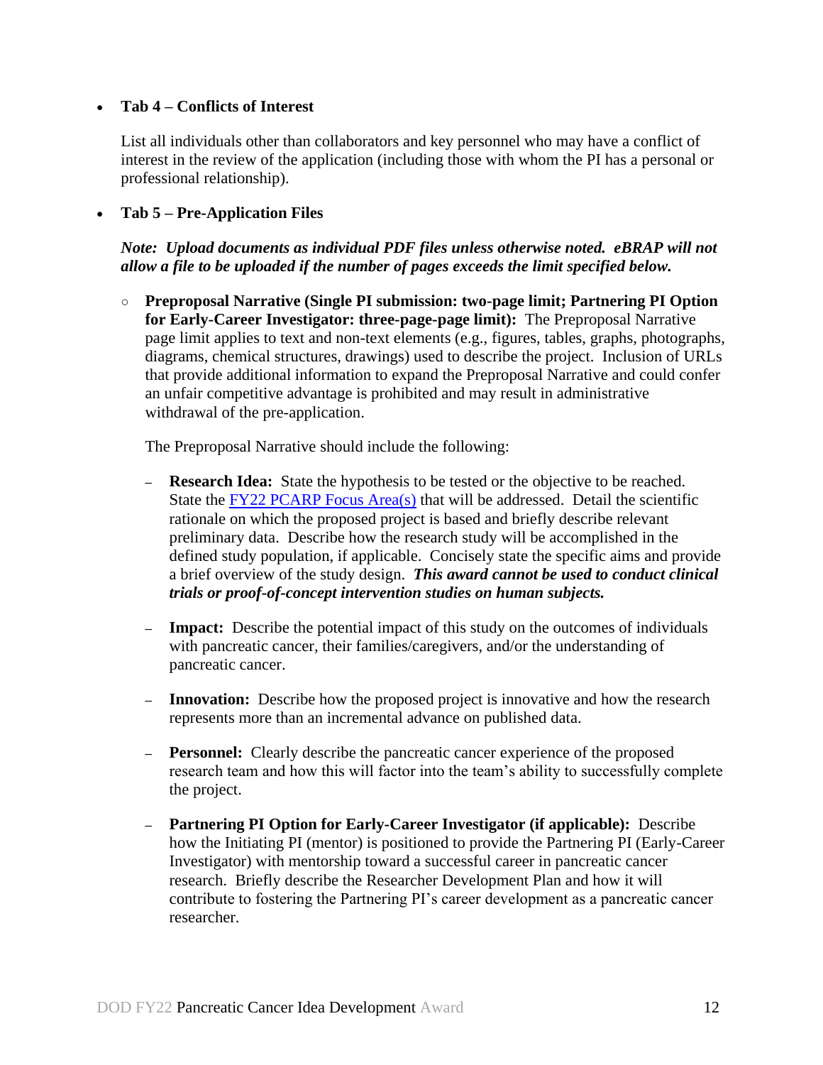- **Tab 4 – Conflicts of Interest**

  List all individuals other than collaborators and key personnel who may have a conflict of interest in the review of the application (including those with whom the PI has a personal or professional relationship).

- **Tab 5 – Pre-Application Files**

  ***Note: Upload documents as individual PDF files unless otherwise noted. eBRAP will not allow a file to be uploaded if the number of pages exceeds the limit specified below.***

  - **Preproposal Narrative (Single PI submission: two-page limit; Partnering PI Option for Early-Career Investigator: three-page-page limit):** The Preproposal Narrative page limit applies to text and non-text elements (e.g., figures, tables, graphs, photographs, diagrams, chemical structures, drawings) used to describe the project. Inclusion of URLs that provide additional information to expand the Preproposal Narrative and could confer an unfair competitive advantage is prohibited and may result in administrative withdrawal of the pre-application.

    The Preproposal Narrative should include the following:

    - **Research Idea:** State the hypothesis to be tested or the objective to be reached. State the [FY22 PCARP Focus Area(s)] that will be addressed. Detail the scientific rationale on which the proposed project is based and briefly describe relevant preliminary data. Describe how the research study will be accomplished in the defined study population, if applicable. Concisely state the specific aims and provide a brief overview of the study design. ***This award cannot be used to conduct clinical trials or proof-of-concept intervention studies on human subjects.***

    - **Impact:** Describe the potential impact of this study on the outcomes of individuals with pancreatic cancer, their families/caregivers, and/or the understanding of pancreatic cancer.

    - **Innovation:** Describe how the proposed project is innovative and how the research represents more than an incremental advance on published data.

    - **Personnel:** Clearly describe the pancreatic cancer experience of the proposed research team and how this will factor into the team's ability to successfully complete the project.

    - **Partnering PI Option for Early-Career Investigator (if applicable):** Describe how the Initiating PI (mentor) is positioned to provide the Partnering PI (Early-Career Investigator) with mentorship toward a successful career in pancreatic cancer research. Briefly describe the Researcher Development Plan and how it will contribute to fostering the Partnering PI's career development as a pancreatic cancer researcher.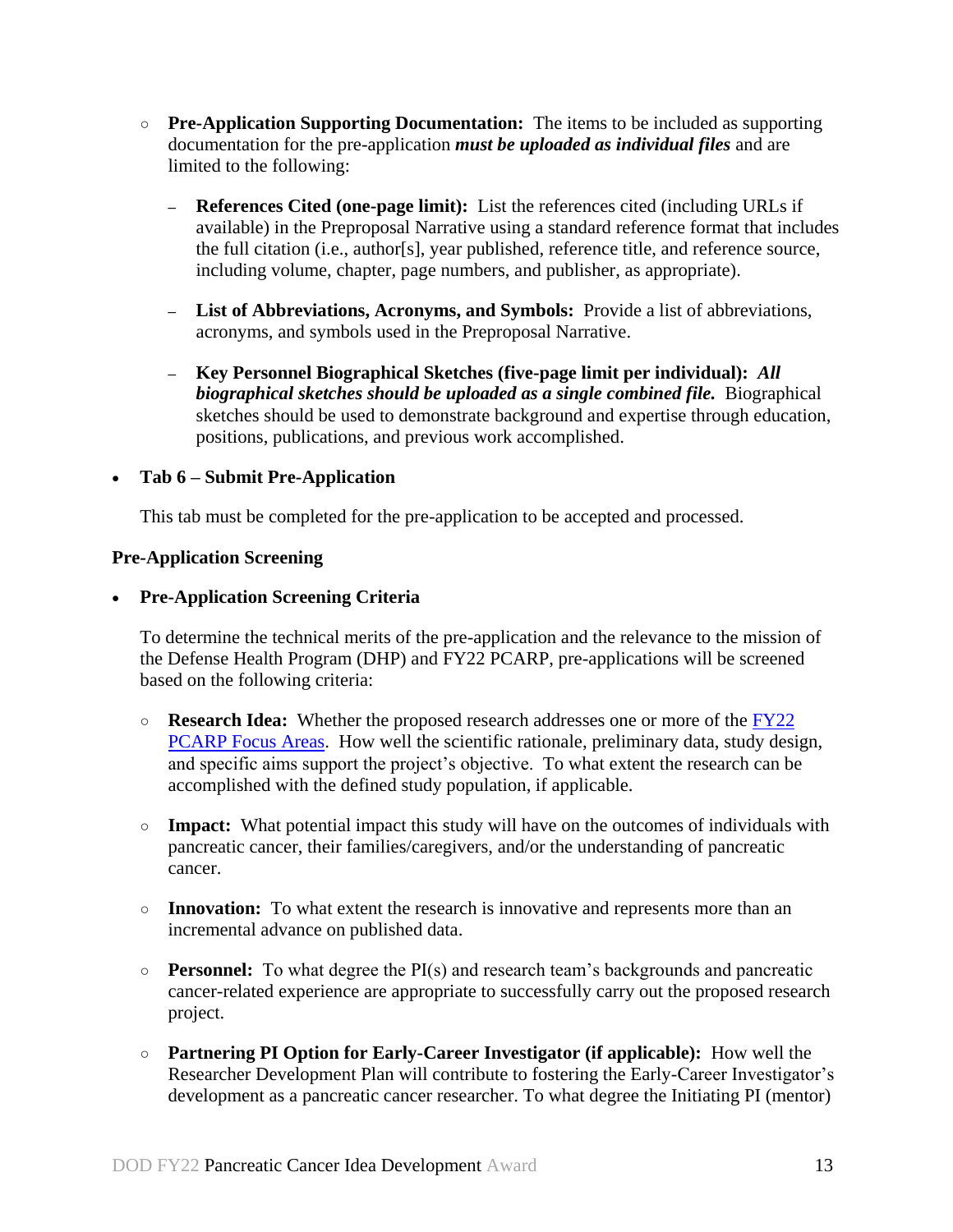- **Pre-Application Supporting Documentation:** The items to be included as supporting documentation for the pre-application ***must be uploaded as individual files*** and are limited to the following:

  - **References Cited (one-page limit):** List the references cited (including URLs if available) in the Preproposal Narrative using a standard reference format that includes the full citation (i.e., author[s], year published, reference title, and reference source, including volume, chapter, page numbers, and publisher, as appropriate).

  - **List of Abbreviations, Acronyms, and Symbols:** Provide a list of abbreviations, acronyms, and symbols used in the Preproposal Narrative.

  - **Key Personnel Biographical Sketches (five-page limit per individual):** ***All biographical sketches should be uploaded as a single combined file.*** Biographical sketches should be used to demonstrate background and expertise through education, positions, publications, and previous work accomplished.

- **Tab 6 – Submit Pre-Application**

  This tab must be completed for the pre-application to be accepted and processed.

**Pre-Application Screening**

- **Pre-Application Screening Criteria**

  To determine the technical merits of the pre-application and the relevance to the mission of the Defense Health Program (DHP) and FY22 PCARP, pre-applications will be screened based on the following criteria:

  - **Research Idea:** Whether the proposed research addresses one or more of the FY22 PCARP Focus Areas. How well the scientific rationale, preliminary data, study design, and specific aims support the project's objective. To what extent the research can be accomplished with the defined study population, if applicable.

  - **Impact:** What potential impact this study will have on the outcomes of individuals with pancreatic cancer, their families/caregivers, and/or the understanding of pancreatic cancer.

  - **Innovation:** To what extent the research is innovative and represents more than an incremental advance on published data.

  - **Personnel:** To what degree the PI(s) and research team's backgrounds and pancreatic cancer-related experience are appropriate to successfully carry out the proposed research project.

  - **Partnering PI Option for Early-Career Investigator (if applicable):** How well the Researcher Development Plan will contribute to fostering the Early-Career Investigator's development as a pancreatic cancer researcher. To what degree the Initiating PI (mentor)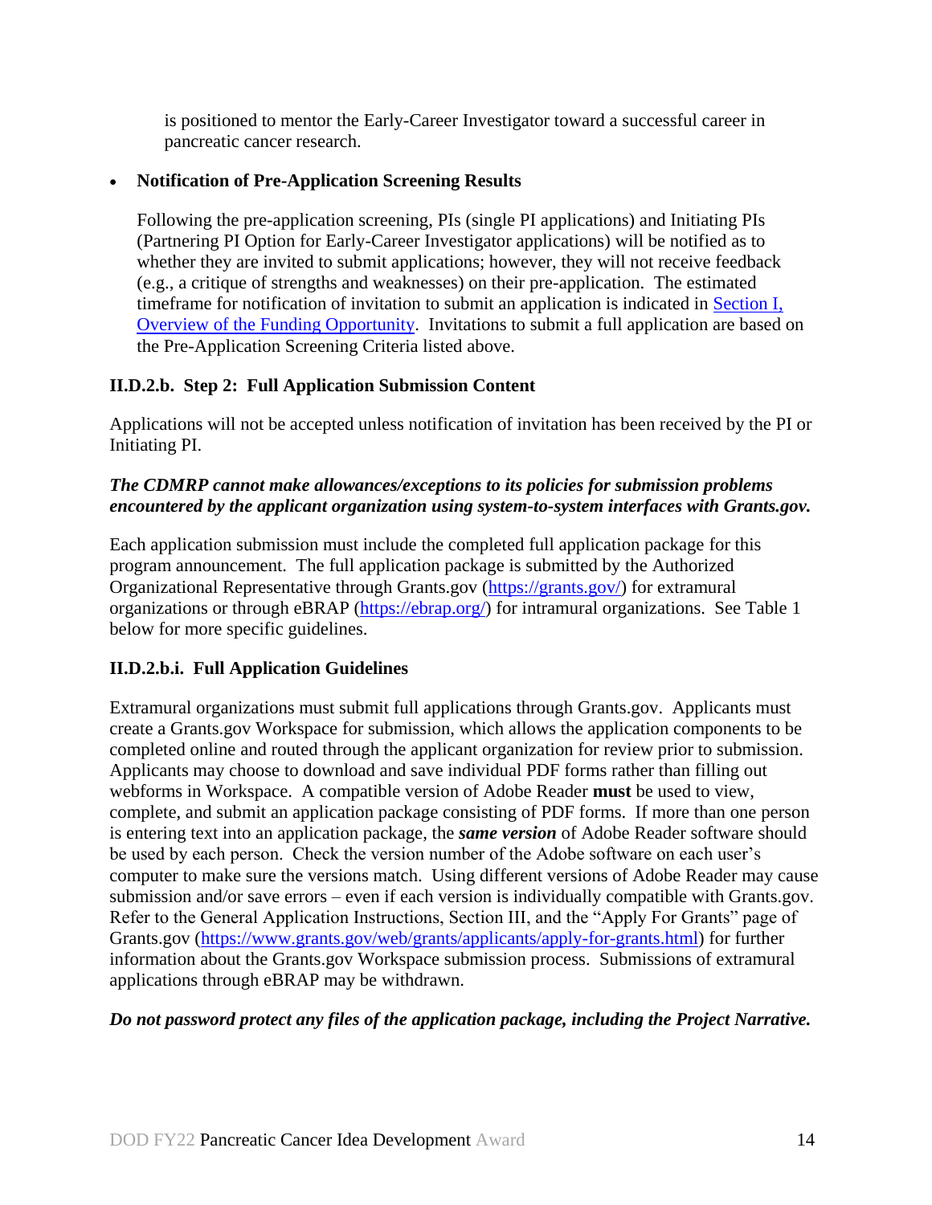is positioned to mentor the Early-Career Investigator toward a successful career in pancreatic cancer research.

- **Notification of Pre-Application Screening Results**

  Following the pre-application screening, PIs (single PI applications) and Initiating PIs (Partnering PI Option for Early-Career Investigator applications) will be notified as to whether they are invited to submit applications; however, they will not receive feedback (e.g., a critique of strengths and weaknesses) on their pre-application. The estimated timeframe for notification of invitation to submit an application is indicated in [Section I, Overview of the Funding Opportunity](). Invitations to submit a full application are based on the Pre-Application Screening Criteria listed above.

### II.D.2.b. Step 2: Full Application Submission Content

Applications will not be accepted unless notification of invitation has been received by the PI or Initiating PI.

***The CDMRP cannot make allowances/exceptions to its policies for submission problems encountered by the applicant organization using system-to-system interfaces with Grants.gov.***

Each application submission must include the completed full application package for this program announcement. The full application package is submitted by the Authorized Organizational Representative through Grants.gov (https://grants.gov/) for extramural organizations or through eBRAP (https://ebrap.org/) for intramural organizations. See Table 1 below for more specific guidelines.

### II.D.2.b.i. Full Application Guidelines

Extramural organizations must submit full applications through Grants.gov. Applicants must create a Grants.gov Workspace for submission, which allows the application components to be completed online and routed through the applicant organization for review prior to submission. Applicants may choose to download and save individual PDF forms rather than filling out webforms in Workspace. A compatible version of Adobe Reader **must** be used to view, complete, and submit an application package consisting of PDF forms. If more than one person is entering text into an application package, the ***same version*** of Adobe Reader software should be used by each person. Check the version number of the Adobe software on each user's computer to make sure the versions match. Using different versions of Adobe Reader may cause submission and/or save errors – even if each version is individually compatible with Grants.gov. Refer to the General Application Instructions, Section III, and the "Apply For Grants" page of Grants.gov (https://www.grants.gov/web/grants/applicants/apply-for-grants.html) for further information about the Grants.gov Workspace submission process. Submissions of extramural applications through eBRAP may be withdrawn.

***Do not password protect any files of the application package, including the Project Narrative.***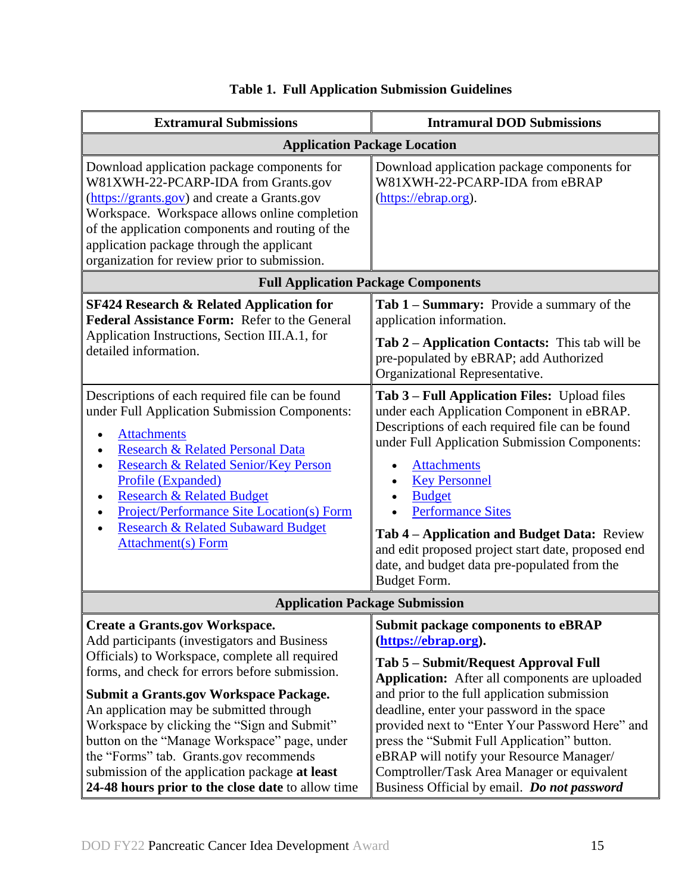**Table 1. Full Application Submission Guidelines**

| Extramural Submissions | Intramural DOD Submissions |
|---|---|
| **Application Package Location** | |
| Download application package components for W81XWH-22-PCARP-IDA from Grants.gov (https://grants.gov) and create a Grants.gov Workspace. Workspace allows online completion of the application components and routing of the application package through the applicant organization for review prior to submission. | Download application package components for W81XWH-22-PCARP-IDA from eBRAP (https://ebrap.org). |
| **Full Application Package Components** | |
| **SF424 Research & Related Application for Federal Assistance Form:** Refer to the General Application Instructions, Section III.A.1, for detailed information. | **Tab 1 – Summary:** Provide a summary of the application information.<br><br>**Tab 2 – Application Contacts:** This tab will be pre-populated by eBRAP; add Authorized Organizational Representative. |
| Descriptions of each required file can be found under Full Application Submission Components:<br>• Attachments<br>• Research & Related Personal Data<br>• Research & Related Senior/Key Person Profile (Expanded)<br>• Research & Related Budget<br>• Project/Performance Site Location(s) Form<br>• Research & Related Subaward Budget Attachment(s) Form | **Tab 3 – Full Application Files:** Upload files under each Application Component in eBRAP. Descriptions of each required file can be found under Full Application Submission Components:<br>• Attachments<br>• Key Personnel<br>• Budget<br>• Performance Sites<br><br>**Tab 4 – Application and Budget Data:** Review and edit proposed project start date, proposed end date, and budget data pre-populated from the Budget Form. |
| **Application Package Submission** | |
| **Create a Grants.gov Workspace.** Add participants (investigators and Business Officials) to Workspace, complete all required forms, and check for errors before submission.<br><br>**Submit a Grants.gov Workspace Package.** An application may be submitted through Workspace by clicking the "Sign and Submit" button on the "Manage Workspace" page, under the "Forms" tab. Grants.gov recommends submission of the application package **at least 24-48 hours prior to the close date** to allow time | **Submit package components to eBRAP (https://ebrap.org).**<br><br>**Tab 5 – Submit/Request Approval Full Application:** After all components are uploaded and prior to the full application submission deadline, enter your password in the space provided next to "Enter Your Password Here" and press the "Submit Full Application" button. eBRAP will notify your Resource Manager/ Comptroller/Task Area Manager or equivalent Business Official by email. ***Do not password*** |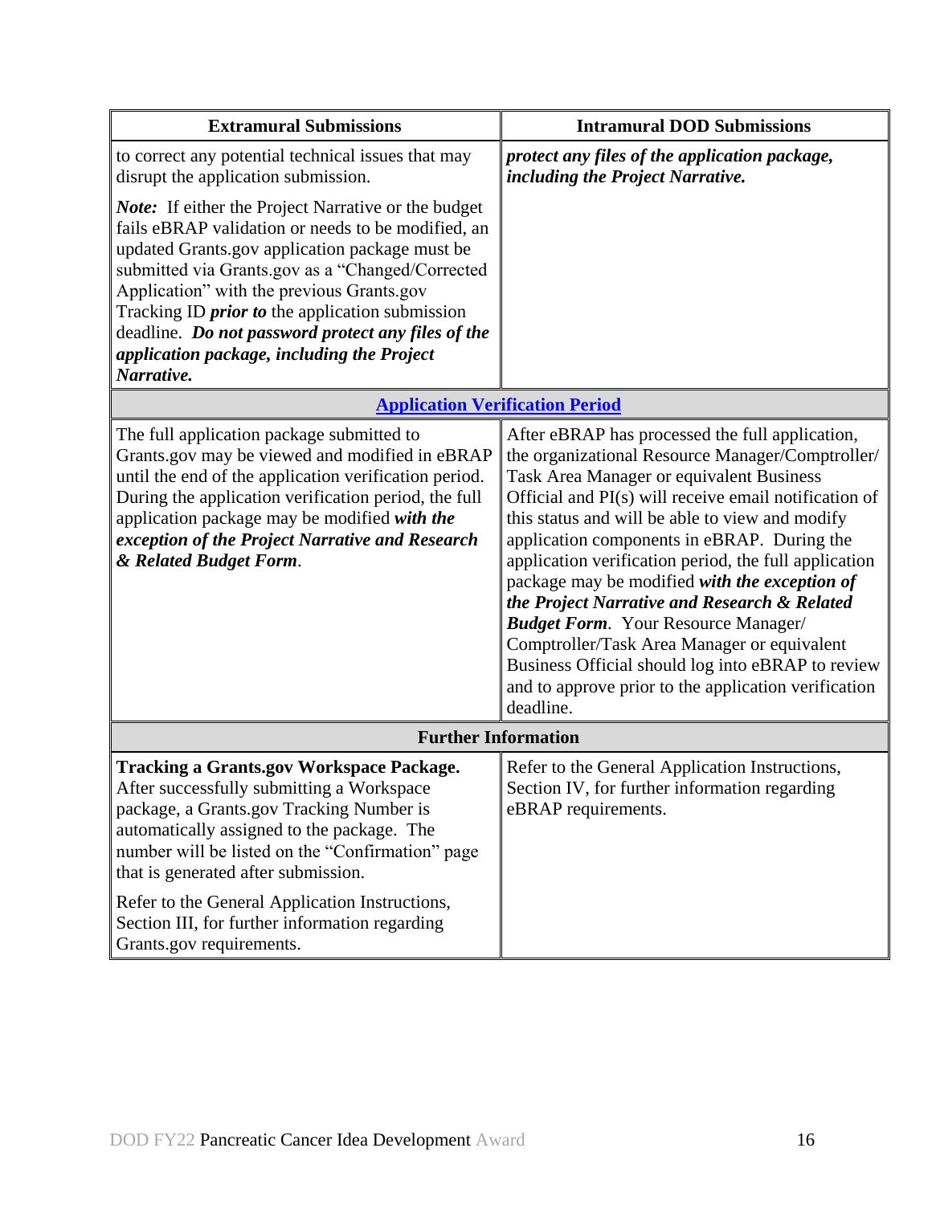| Extramural Submissions | Intramural DOD Submissions |
|---|---|
| to correct any potential technical issues that may disrupt the application submission.<br><br>***Note:*** If either the Project Narrative or the budget fails eBRAP validation or needs to be modified, an updated Grants.gov application package must be submitted via Grants.gov as a "Changed/Corrected Application" with the previous Grants.gov Tracking ID ***prior to*** the application submission deadline. ***Do not password protect any files of the application package, including the Project Narrative.*** | ***protect any files of the application package, including the Project Narrative.*** |
| **Application Verification Period** | |
| The full application package submitted to Grants.gov may be viewed and modified in eBRAP until the end of the application verification period. During the application verification period, the full application package may be modified ***with the exception of the Project Narrative and Research & Related Budget Form***. | After eBRAP has processed the full application, the organizational Resource Manager/Comptroller/ Task Area Manager or equivalent Business Official and PI(s) will receive email notification of this status and will be able to view and modify application components in eBRAP. During the application verification period, the full application package may be modified ***with the exception of the Project Narrative and Research & Related Budget Form***. Your Resource Manager/ Comptroller/Task Area Manager or equivalent Business Official should log into eBRAP to review and to approve prior to the application verification deadline. |
| **Further Information** | |
| **Tracking a Grants.gov Workspace Package.** After successfully submitting a Workspace package, a Grants.gov Tracking Number is automatically assigned to the package. The number will be listed on the "Confirmation" page that is generated after submission.<br><br>Refer to the General Application Instructions, Section III, for further information regarding Grants.gov requirements. | Refer to the General Application Instructions, Section IV, for further information regarding eBRAP requirements. |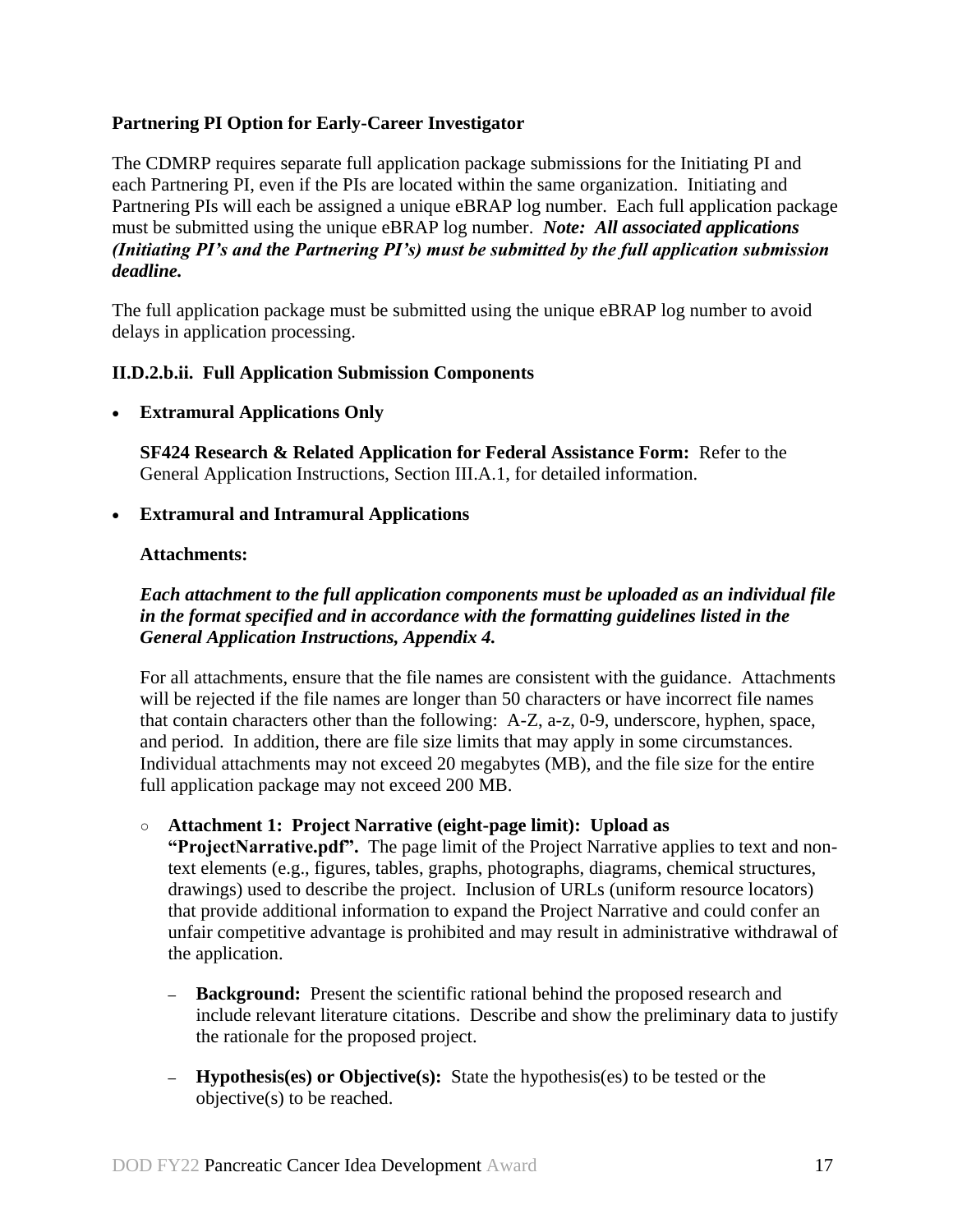**Partnering PI Option for Early-Career Investigator**

The CDMRP requires separate full application package submissions for the Initiating PI and each Partnering PI, even if the PIs are located within the same organization. Initiating and Partnering PIs will each be assigned a unique eBRAP log number. Each full application package must be submitted using the unique eBRAP log number. ***Note: All associated applications (Initiating PI's and the Partnering PI's) must be submitted by the full application submission deadline.***

The full application package must be submitted using the unique eBRAP log number to avoid delays in application processing.

**II.D.2.b.ii. Full Application Submission Components**

- **Extramural Applications Only**

  **SF424 Research & Related Application for Federal Assistance Form:** Refer to the General Application Instructions, Section III.A.1, for detailed information.

- **Extramural and Intramural Applications**

  **Attachments:**

  ***Each attachment to the full application components must be uploaded as an individual file in the format specified and in accordance with the formatting guidelines listed in the General Application Instructions, Appendix 4.***

  For all attachments, ensure that the file names are consistent with the guidance. Attachments will be rejected if the file names are longer than 50 characters or have incorrect file names that contain characters other than the following: A-Z, a-z, 0-9, underscore, hyphen, space, and period. In addition, there are file size limits that may apply in some circumstances. Individual attachments may not exceed 20 megabytes (MB), and the file size for the entire full application package may not exceed 200 MB.

  - **Attachment 1: Project Narrative (eight-page limit): Upload as "ProjectNarrative.pdf".** The page limit of the Project Narrative applies to text and non-text elements (e.g., figures, tables, graphs, photographs, diagrams, chemical structures, drawings) used to describe the project. Inclusion of URLs (uniform resource locators) that provide additional information to expand the Project Narrative and could confer an unfair competitive advantage is prohibited and may result in administrative withdrawal of the application.

    - **Background:** Present the scientific rational behind the proposed research and include relevant literature citations. Describe and show the preliminary data to justify the rationale for the proposed project.

    - **Hypothesis(es) or Objective(s):** State the hypothesis(es) to be tested or the objective(s) to be reached.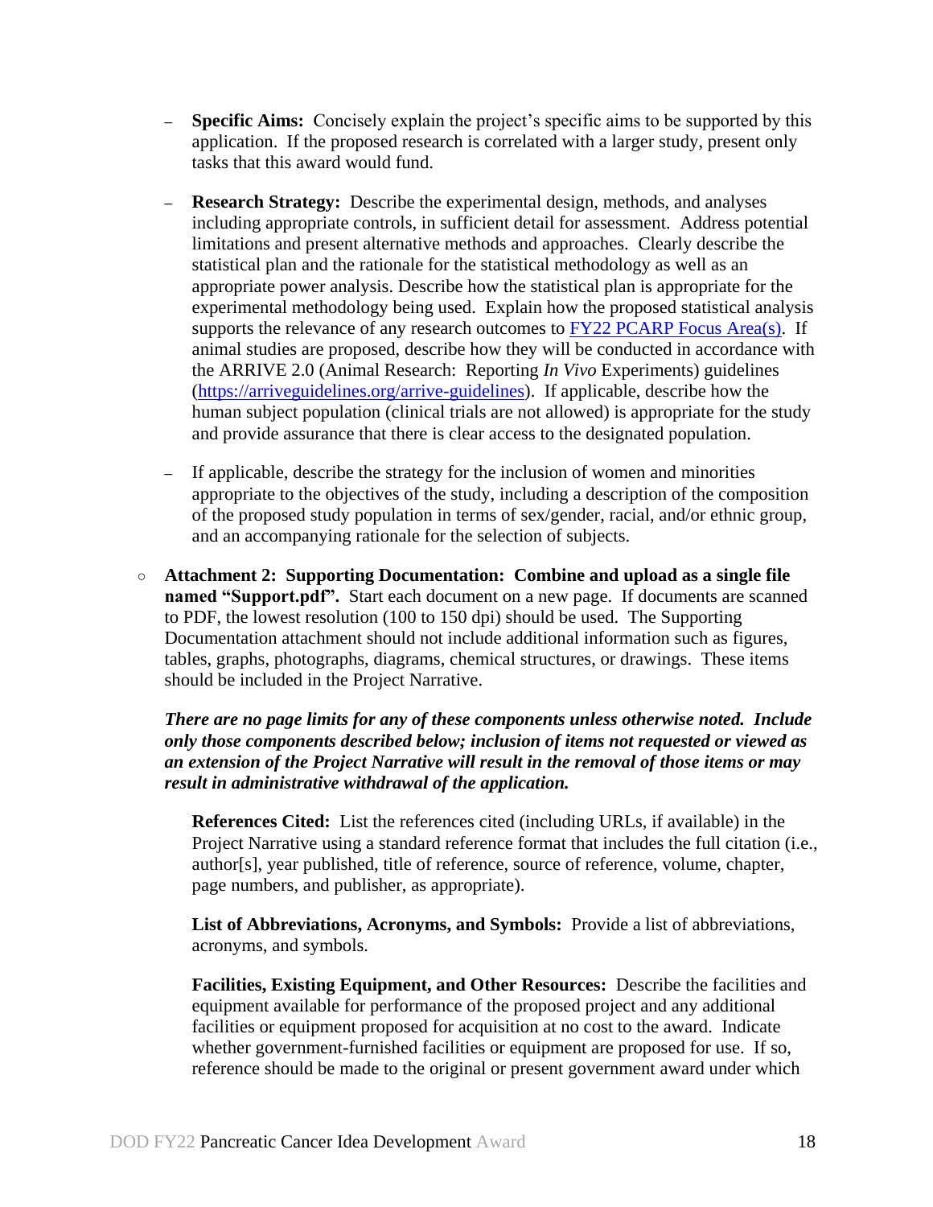- **Specific Aims:** Concisely explain the project's specific aims to be supported by this application. If the proposed research is correlated with a larger study, present only tasks that this award would fund.

- **Research Strategy:** Describe the experimental design, methods, and analyses including appropriate controls, in sufficient detail for assessment. Address potential limitations and present alternative methods and approaches. Clearly describe the statistical plan and the rationale for the statistical methodology as well as an appropriate power analysis. Describe how the statistical plan is appropriate for the experimental methodology being used. Explain how the proposed statistical analysis supports the relevance of any research outcomes to [FY22 PCARP Focus Area(s)](). If animal studies are proposed, describe how they will be conducted in accordance with the ARRIVE 2.0 (Animal Research: Reporting *In Vivo* Experiments) guidelines ([https://arriveguidelines.org/arrive-guidelines](https://arriveguidelines.org/arrive-guidelines)). If applicable, describe how the human subject population (clinical trials are not allowed) is appropriate for the study and provide assurance that there is clear access to the designated population.

- If applicable, describe the strategy for the inclusion of women and minorities appropriate to the objectives of the study, including a description of the composition of the proposed study population in terms of sex/gender, racial, and/or ethnic group, and an accompanying rationale for the selection of subjects.

○ **Attachment 2: Supporting Documentation: Combine and upload as a single file named "Support.pdf".** Start each document on a new page. If documents are scanned to PDF, the lowest resolution (100 to 150 dpi) should be used. The Supporting Documentation attachment should not include additional information such as figures, tables, graphs, photographs, diagrams, chemical structures, or drawings. These items should be included in the Project Narrative.

***There are no page limits for any of these components unless otherwise noted. Include only those components described below; inclusion of items not requested or viewed as an extension of the Project Narrative will result in the removal of those items or may result in administrative withdrawal of the application.***

**References Cited:** List the references cited (including URLs, if available) in the Project Narrative using a standard reference format that includes the full citation (i.e., author[s], year published, title of reference, source of reference, volume, chapter, page numbers, and publisher, as appropriate).

**List of Abbreviations, Acronyms, and Symbols:** Provide a list of abbreviations, acronyms, and symbols.

**Facilities, Existing Equipment, and Other Resources:** Describe the facilities and equipment available for performance of the proposed project and any additional facilities or equipment proposed for acquisition at no cost to the award. Indicate whether government-furnished facilities or equipment are proposed for use. If so, reference should be made to the original or present government award under which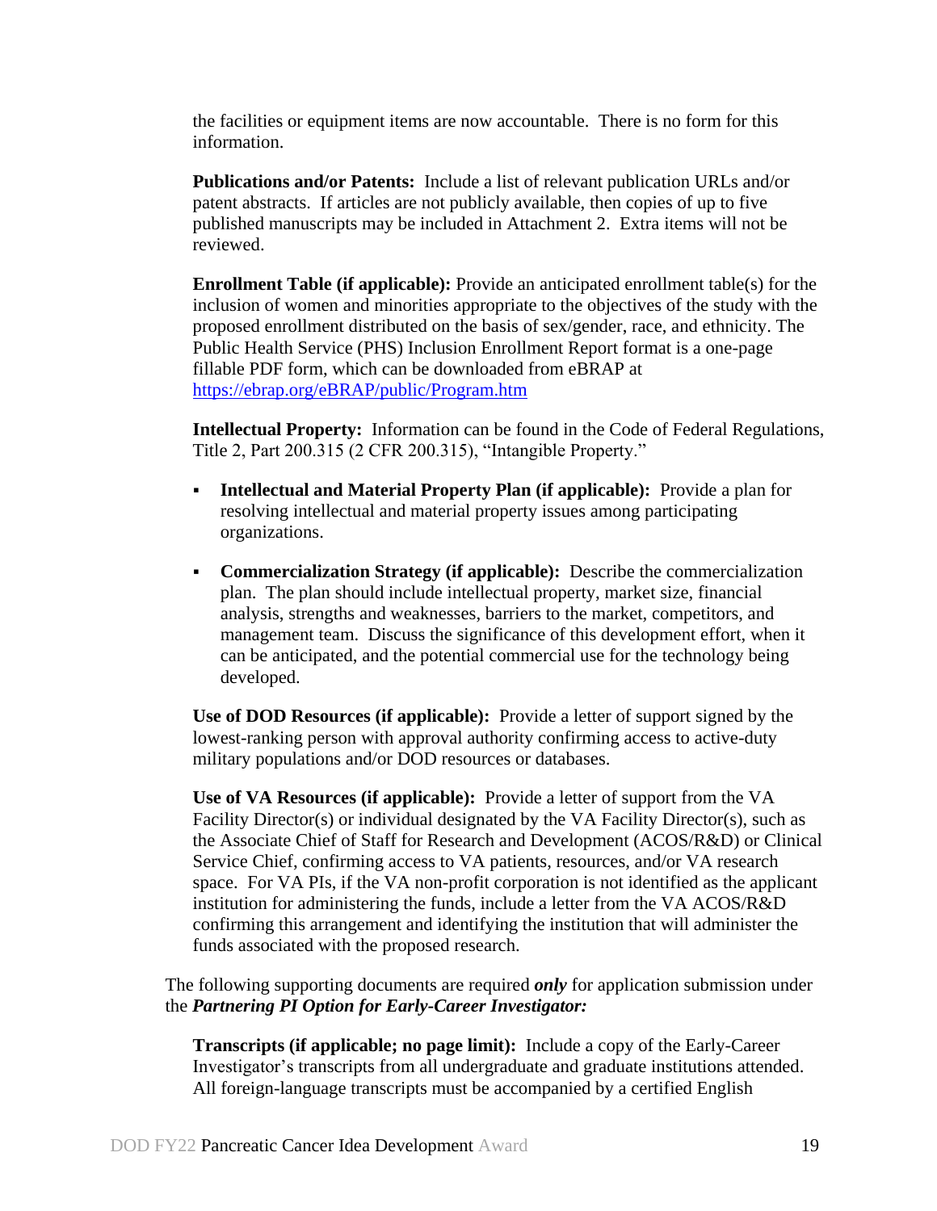the facilities or equipment items are now accountable. There is no form for this information.

**Publications and/or Patents:** Include a list of relevant publication URLs and/or patent abstracts. If articles are not publicly available, then copies of up to five published manuscripts may be included in Attachment 2. Extra items will not be reviewed.

**Enrollment Table (if applicable):** Provide an anticipated enrollment table(s) for the inclusion of women and minorities appropriate to the objectives of the study with the proposed enrollment distributed on the basis of sex/gender, race, and ethnicity. The Public Health Service (PHS) Inclusion Enrollment Report format is a one-page fillable PDF form, which can be downloaded from eBRAP at https://ebrap.org/eBRAP/public/Program.htm

**Intellectual Property:** Information can be found in the Code of Federal Regulations, Title 2, Part 200.315 (2 CFR 200.315), "Intangible Property."

- **Intellectual and Material Property Plan (if applicable):** Provide a plan for resolving intellectual and material property issues among participating organizations.
- **Commercialization Strategy (if applicable):** Describe the commercialization plan. The plan should include intellectual property, market size, financial analysis, strengths and weaknesses, barriers to the market, competitors, and management team. Discuss the significance of this development effort, when it can be anticipated, and the potential commercial use for the technology being developed.

**Use of DOD Resources (if applicable):** Provide a letter of support signed by the lowest-ranking person with approval authority confirming access to active-duty military populations and/or DOD resources or databases.

**Use of VA Resources (if applicable):** Provide a letter of support from the VA Facility Director(s) or individual designated by the VA Facility Director(s), such as the Associate Chief of Staff for Research and Development (ACOS/R&D) or Clinical Service Chief, confirming access to VA patients, resources, and/or VA research space. For VA PIs, if the VA non-profit corporation is not identified as the applicant institution for administering the funds, include a letter from the VA ACOS/R&D confirming this arrangement and identifying the institution that will administer the funds associated with the proposed research.

The following supporting documents are required ***only*** for application submission under the ***Partnering PI Option for Early-Career Investigator:***

**Transcripts (if applicable; no page limit):** Include a copy of the Early-Career Investigator's transcripts from all undergraduate and graduate institutions attended. All foreign-language transcripts must be accompanied by a certified English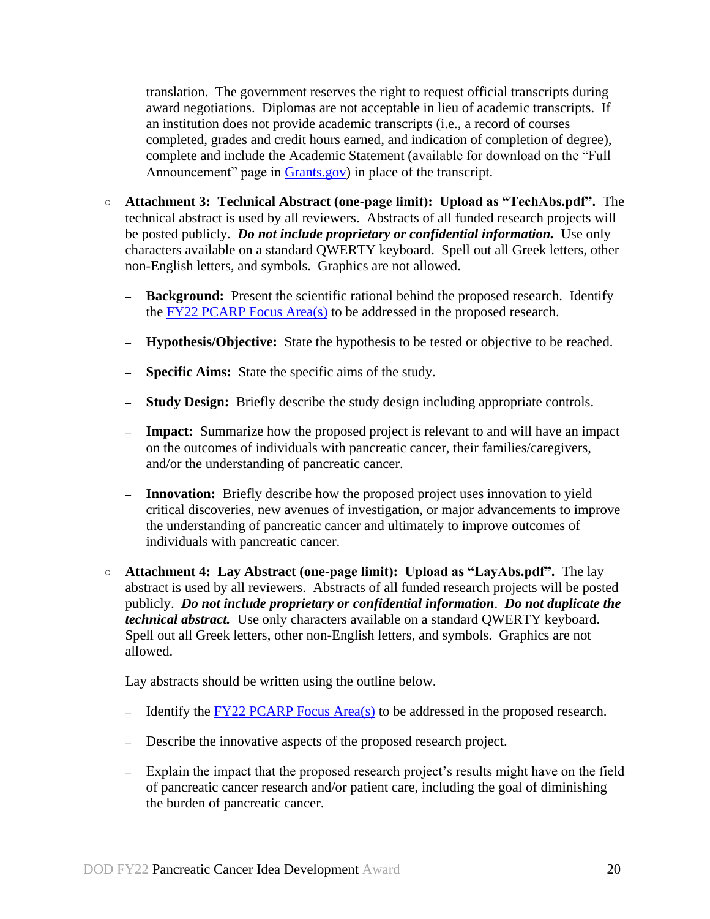translation. The government reserves the right to request official transcripts during award negotiations. Diplomas are not acceptable in lieu of academic transcripts. If an institution does not provide academic transcripts (i.e., a record of courses completed, grades and credit hours earned, and indication of completion of degree), complete and include the Academic Statement (available for download on the "Full Announcement" page in Grants.gov) in place of the transcript.

- **Attachment 3: Technical Abstract (one-page limit): Upload as "TechAbs.pdf".** The technical abstract is used by all reviewers. Abstracts of all funded research projects will be posted publicly. ***Do not include proprietary or confidential information.*** Use only characters available on a standard QWERTY keyboard. Spell out all Greek letters, other non-English letters, and symbols. Graphics are not allowed.

  - **Background:** Present the scientific rational behind the proposed research. Identify the FY22 PCARP Focus Area(s) to be addressed in the proposed research.
  - **Hypothesis/Objective:** State the hypothesis to be tested or objective to be reached.
  - **Specific Aims:** State the specific aims of the study.
  - **Study Design:** Briefly describe the study design including appropriate controls.
  - **Impact:** Summarize how the proposed project is relevant to and will have an impact on the outcomes of individuals with pancreatic cancer, their families/caregivers, and/or the understanding of pancreatic cancer.
  - **Innovation:** Briefly describe how the proposed project uses innovation to yield critical discoveries, new avenues of investigation, or major advancements to improve the understanding of pancreatic cancer and ultimately to improve outcomes of individuals with pancreatic cancer.

- **Attachment 4: Lay Abstract (one-page limit): Upload as "LayAbs.pdf".** The lay abstract is used by all reviewers. Abstracts of all funded research projects will be posted publicly. ***Do not include proprietary or confidential information***. ***Do not duplicate the technical abstract.*** Use only characters available on a standard QWERTY keyboard. Spell out all Greek letters, other non-English letters, and symbols. Graphics are not allowed.

  Lay abstracts should be written using the outline below.

  - Identify the FY22 PCARP Focus Area(s) to be addressed in the proposed research.
  - Describe the innovative aspects of the proposed research project.
  - Explain the impact that the proposed research project's results might have on the field of pancreatic cancer research and/or patient care, including the goal of diminishing the burden of pancreatic cancer.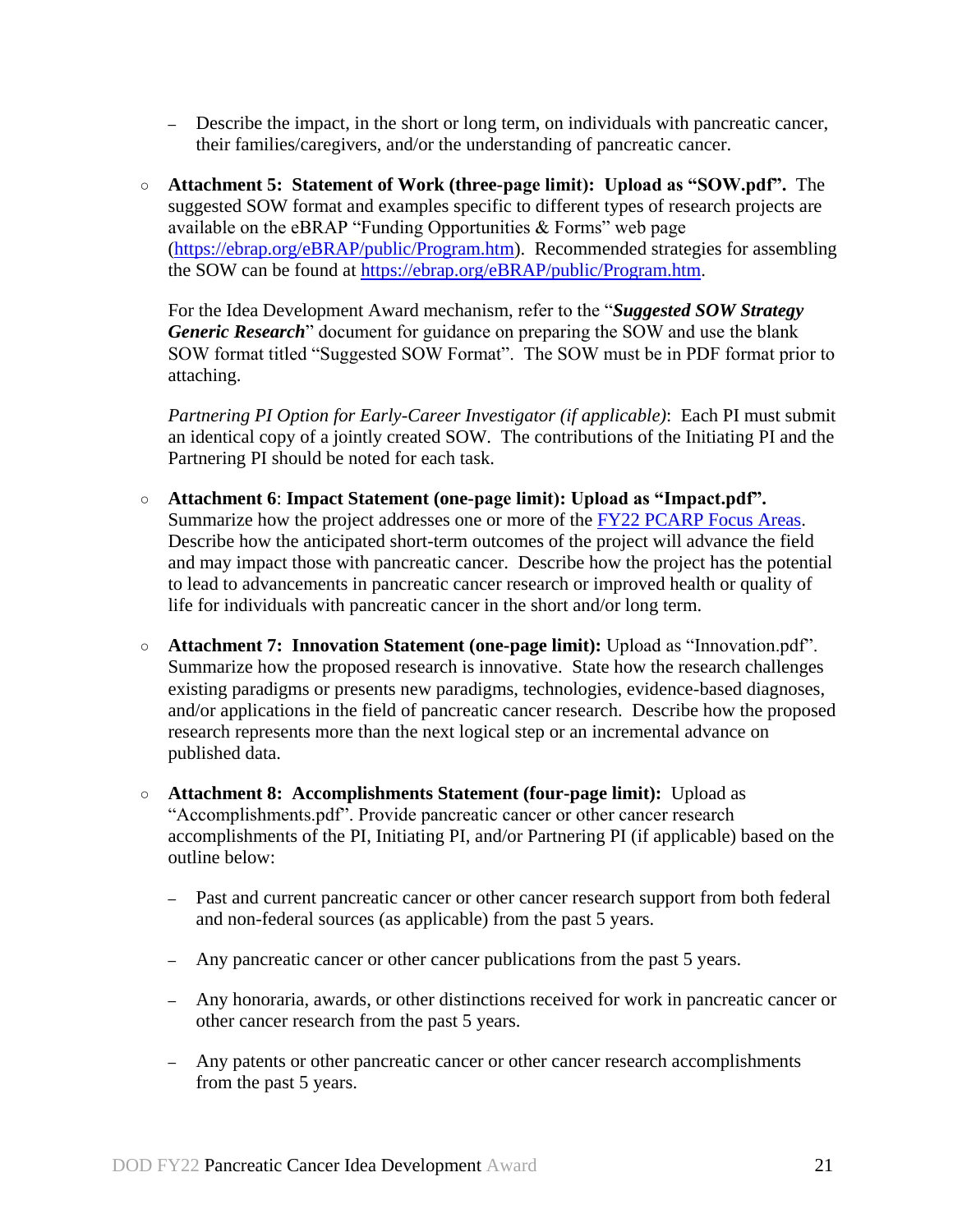- Describe the impact, in the short or long term, on individuals with pancreatic cancer, their families/caregivers, and/or the understanding of pancreatic cancer.

- **Attachment 5: Statement of Work (three-page limit): Upload as "SOW.pdf".** The suggested SOW format and examples specific to different types of research projects are available on the eBRAP "Funding Opportunities & Forms" web page ([https://ebrap.org/eBRAP/public/Program.htm](https://ebrap.org/eBRAP/public/Program.htm)). Recommended strategies for assembling the SOW can be found at [https://ebrap.org/eBRAP/public/Program.htm](https://ebrap.org/eBRAP/public/Program.htm).

  For the Idea Development Award mechanism, refer to the "***Suggested SOW Strategy Generic Research***" document for guidance on preparing the SOW and use the blank SOW format titled "Suggested SOW Format". The SOW must be in PDF format prior to attaching.

  *Partnering PI Option for Early-Career Investigator (if applicable)*: Each PI must submit an identical copy of a jointly created SOW. The contributions of the Initiating PI and the Partnering PI should be noted for each task.

- **Attachment 6**: **Impact Statement (one-page limit): Upload as "Impact.pdf".** Summarize how the project addresses one or more of the FY22 PCARP Focus Areas. Describe how the anticipated short-term outcomes of the project will advance the field and may impact those with pancreatic cancer. Describe how the project has the potential to lead to advancements in pancreatic cancer research or improved health or quality of life for individuals with pancreatic cancer in the short and/or long term.

- **Attachment 7: Innovation Statement (one-page limit):** Upload as "Innovation.pdf". Summarize how the proposed research is innovative. State how the research challenges existing paradigms or presents new paradigms, technologies, evidence-based diagnoses, and/or applications in the field of pancreatic cancer research. Describe how the proposed research represents more than the next logical step or an incremental advance on published data.

- **Attachment 8: Accomplishments Statement (four-page limit):** Upload as "Accomplishments.pdf". Provide pancreatic cancer or other cancer research accomplishments of the PI, Initiating PI, and/or Partnering PI (if applicable) based on the outline below:

  - Past and current pancreatic cancer or other cancer research support from both federal and non-federal sources (as applicable) from the past 5 years.

  - Any pancreatic cancer or other cancer publications from the past 5 years.

  - Any honoraria, awards, or other distinctions received for work in pancreatic cancer or other cancer research from the past 5 years.

  - Any patents or other pancreatic cancer or other cancer research accomplishments from the past 5 years.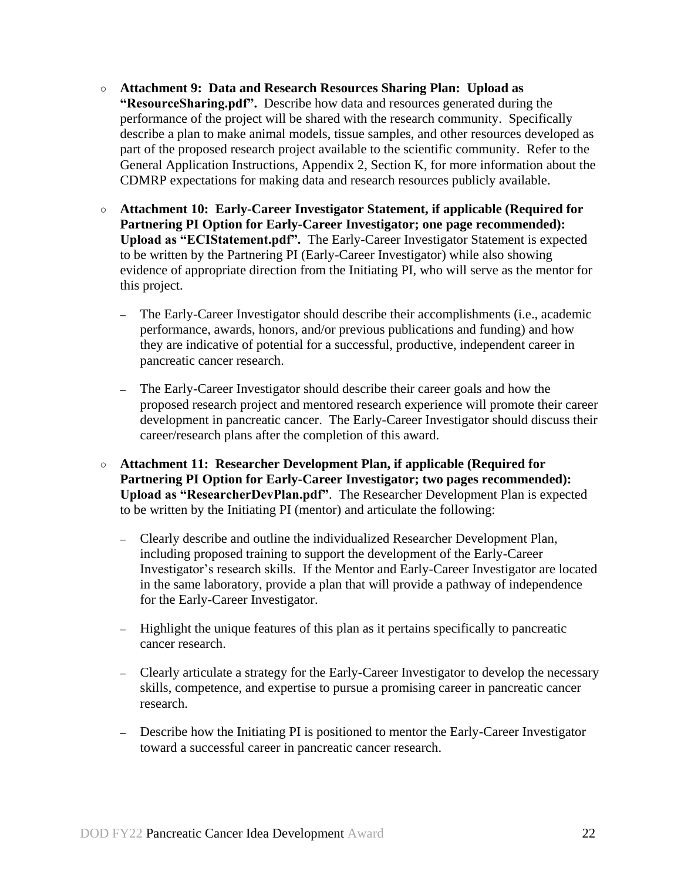- **Attachment 9: Data and Research Resources Sharing Plan: Upload as "ResourceSharing.pdf".** Describe how data and resources generated during the performance of the project will be shared with the research community. Specifically describe a plan to make animal models, tissue samples, and other resources developed as part of the proposed research project available to the scientific community. Refer to the General Application Instructions, Appendix 2, Section K, for more information about the CDMRP expectations for making data and research resources publicly available.

- **Attachment 10: Early-Career Investigator Statement, if applicable (Required for Partnering PI Option for Early-Career Investigator; one page recommended): Upload as "ECIStatement.pdf".** The Early-Career Investigator Statement is expected to be written by the Partnering PI (Early-Career Investigator) while also showing evidence of appropriate direction from the Initiating PI, who will serve as the mentor for this project.

  - The Early-Career Investigator should describe their accomplishments (i.e., academic performance, awards, honors, and/or previous publications and funding) and how they are indicative of potential for a successful, productive, independent career in pancreatic cancer research.

  - The Early-Career Investigator should describe their career goals and how the proposed research project and mentored research experience will promote their career development in pancreatic cancer. The Early-Career Investigator should discuss their career/research plans after the completion of this award.

- **Attachment 11: Researcher Development Plan, if applicable (Required for Partnering PI Option for Early-Career Investigator; two pages recommended): Upload as "ResearcherDevPlan.pdf"**. The Researcher Development Plan is expected to be written by the Initiating PI (mentor) and articulate the following:

  - Clearly describe and outline the individualized Researcher Development Plan, including proposed training to support the development of the Early-Career Investigator's research skills. If the Mentor and Early-Career Investigator are located in the same laboratory, provide a plan that will provide a pathway of independence for the Early-Career Investigator.

  - Highlight the unique features of this plan as it pertains specifically to pancreatic cancer research.

  - Clearly articulate a strategy for the Early-Career Investigator to develop the necessary skills, competence, and expertise to pursue a promising career in pancreatic cancer research.

  - Describe how the Initiating PI is positioned to mentor the Early-Career Investigator toward a successful career in pancreatic cancer research.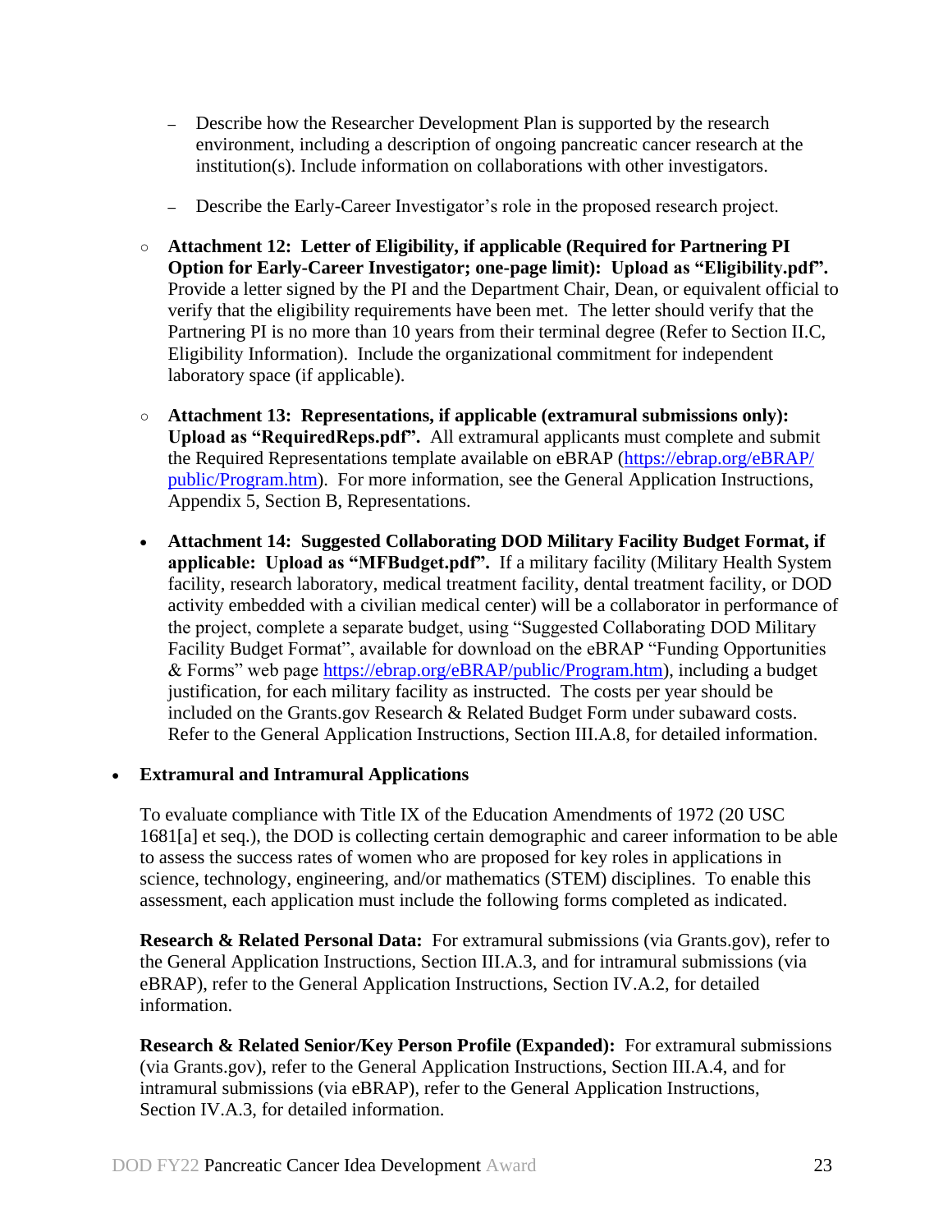- Describe how the Researcher Development Plan is supported by the research environment, including a description of ongoing pancreatic cancer research at the institution(s). Include information on collaborations with other investigators.

- Describe the Early-Career Investigator's role in the proposed research project.

  - **Attachment 12: Letter of Eligibility, if applicable (Required for Partnering PI Option for Early-Career Investigator; one-page limit): Upload as "Eligibility.pdf".** Provide a letter signed by the PI and the Department Chair, Dean, or equivalent official to verify that the eligibility requirements have been met. The letter should verify that the Partnering PI is no more than 10 years from their terminal degree (Refer to Section II.C, Eligibility Information). Include the organizational commitment for independent laboratory space (if applicable).

  - **Attachment 13: Representations, if applicable (extramural submissions only): Upload as "RequiredReps.pdf".** All extramural applicants must complete and submit the Required Representations template available on eBRAP (https://ebrap.org/eBRAP/public/Program.htm). For more information, see the General Application Instructions, Appendix 5, Section B, Representations.

  - **Attachment 14: Suggested Collaborating DOD Military Facility Budget Format, if applicable: Upload as "MFBudget.pdf".** If a military facility (Military Health System facility, research laboratory, medical treatment facility, dental treatment facility, or DOD activity embedded with a civilian medical center) will be a collaborator in performance of the project, complete a separate budget, using "Suggested Collaborating DOD Military Facility Budget Format", available for download on the eBRAP "Funding Opportunities & Forms" web page https://ebrap.org/eBRAP/public/Program.htm), including a budget justification, for each military facility as instructed. The costs per year should be included on the Grants.gov Research & Related Budget Form under subaward costs. Refer to the General Application Instructions, Section III.A.8, for detailed information.

- **Extramural and Intramural Applications**

  To evaluate compliance with Title IX of the Education Amendments of 1972 (20 USC 1681[a] et seq.), the DOD is collecting certain demographic and career information to be able to assess the success rates of women who are proposed for key roles in applications in science, technology, engineering, and/or mathematics (STEM) disciplines. To enable this assessment, each application must include the following forms completed as indicated.

  **Research & Related Personal Data:** For extramural submissions (via Grants.gov), refer to the General Application Instructions, Section III.A.3, and for intramural submissions (via eBRAP), refer to the General Application Instructions, Section IV.A.2, for detailed information.

  **Research & Related Senior/Key Person Profile (Expanded):** For extramural submissions (via Grants.gov), refer to the General Application Instructions, Section III.A.4, and for intramural submissions (via eBRAP), refer to the General Application Instructions, Section IV.A.3, for detailed information.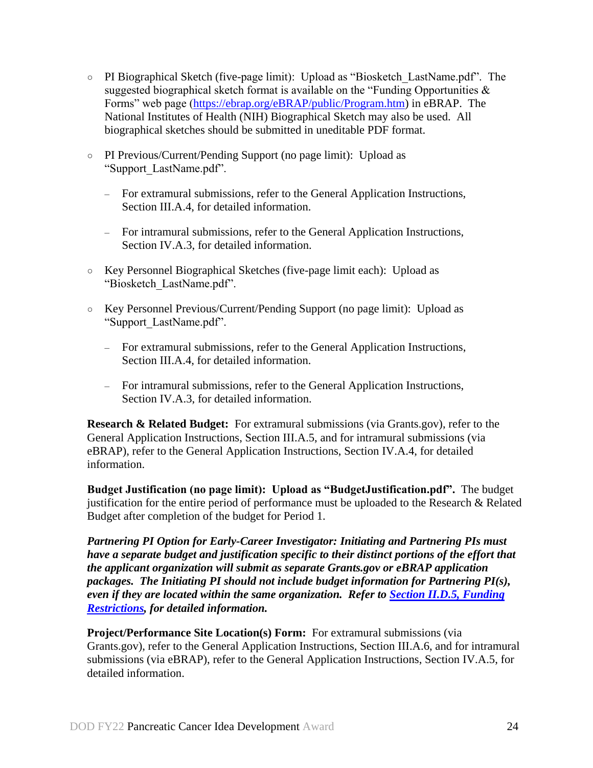- PI Biographical Sketch (five-page limit): Upload as "Biosketch_LastName.pdf". The suggested biographical sketch format is available on the "Funding Opportunities & Forms" web page ([https://ebrap.org/eBRAP/public/Program.htm](https://ebrap.org/eBRAP/public/Program.htm)) in eBRAP. The National Institutes of Health (NIH) Biographical Sketch may also be used. All biographical sketches should be submitted in uneditable PDF format.
- PI Previous/Current/Pending Support (no page limit): Upload as "Support_LastName.pdf".
  - For extramural submissions, refer to the General Application Instructions, Section III.A.4, for detailed information.
  - For intramural submissions, refer to the General Application Instructions, Section IV.A.3, for detailed information.
- Key Personnel Biographical Sketches (five-page limit each): Upload as "Biosketch_LastName.pdf".
- Key Personnel Previous/Current/Pending Support (no page limit): Upload as "Support_LastName.pdf".
  - For extramural submissions, refer to the General Application Instructions, Section III.A.4, for detailed information.
  - For intramural submissions, refer to the General Application Instructions, Section IV.A.3, for detailed information.

**Research & Related Budget:** For extramural submissions (via Grants.gov), refer to the General Application Instructions, Section III.A.5, and for intramural submissions (via eBRAP), refer to the General Application Instructions, Section IV.A.4, for detailed information.

**Budget Justification (no page limit): Upload as "BudgetJustification.pdf".** The budget justification for the entire period of performance must be uploaded to the Research & Related Budget after completion of the budget for Period 1.

***Partnering PI Option for Early-Career Investigator: Initiating and Partnering PIs must have a separate budget and justification specific to their distinct portions of the effort that the applicant organization will submit as separate Grants.gov or eBRAP application packages. The Initiating PI should not include budget information for Partnering PI(s), even if they are located within the same organization. Refer to Section II.D.5, Funding Restrictions, for detailed information.***

**Project/Performance Site Location(s) Form:** For extramural submissions (via Grants.gov), refer to the General Application Instructions, Section III.A.6, and for intramural submissions (via eBRAP), refer to the General Application Instructions, Section IV.A.5, for detailed information.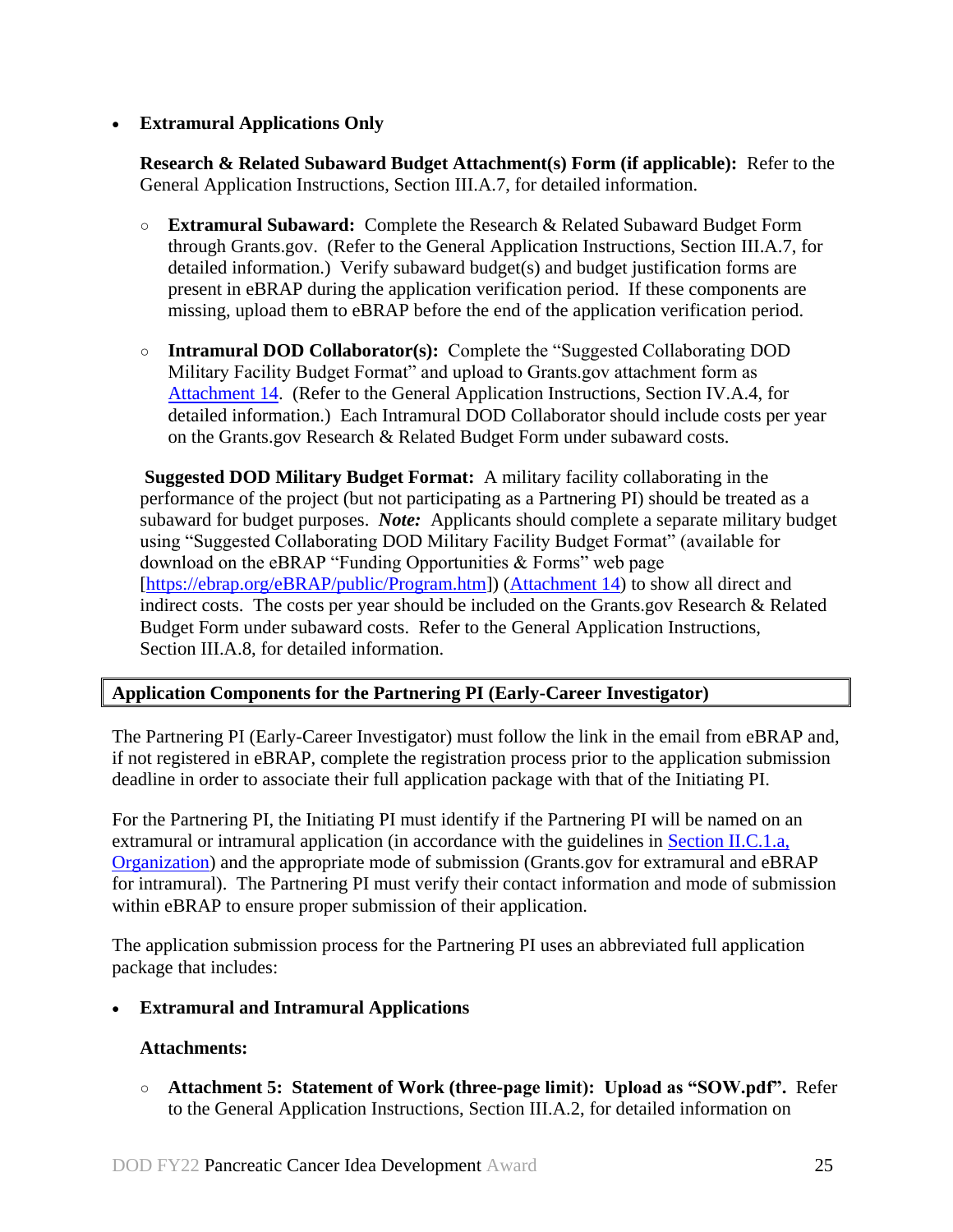- **Extramural Applications Only**

  **Research & Related Subaward Budget Attachment(s) Form (if applicable):** Refer to the General Application Instructions, Section III.A.7, for detailed information.

  - **Extramural Subaward:** Complete the Research & Related Subaward Budget Form through Grants.gov. (Refer to the General Application Instructions, Section III.A.7, for detailed information.) Verify subaward budget(s) and budget justification forms are present in eBRAP during the application verification period. If these components are missing, upload them to eBRAP before the end of the application verification period.

  - **Intramural DOD Collaborator(s):** Complete the "Suggested Collaborating DOD Military Facility Budget Format" and upload to Grants.gov attachment form as Attachment 14. (Refer to the General Application Instructions, Section IV.A.4, for detailed information.) Each Intramural DOD Collaborator should include costs per year on the Grants.gov Research & Related Budget Form under subaward costs.

  **Suggested DOD Military Budget Format:** A military facility collaborating in the performance of the project (but not participating as a Partnering PI) should be treated as a subaward for budget purposes. ***Note:*** Applicants should complete a separate military budget using "Suggested Collaborating DOD Military Facility Budget Format" (available for download on the eBRAP "Funding Opportunities & Forms" web page [https://ebrap.org/eBRAP/public/Program.htm]) (Attachment 14) to show all direct and indirect costs. The costs per year should be included on the Grants.gov Research & Related Budget Form under subaward costs. Refer to the General Application Instructions, Section III.A.8, for detailed information.

**Application Components for the Partnering PI (Early-Career Investigator)**

The Partnering PI (Early-Career Investigator) must follow the link in the email from eBRAP and, if not registered in eBRAP, complete the registration process prior to the application submission deadline in order to associate their full application package with that of the Initiating PI.

For the Partnering PI, the Initiating PI must identify if the Partnering PI will be named on an extramural or intramural application (in accordance with the guidelines in Section II.C.1.a, Organization) and the appropriate mode of submission (Grants.gov for extramural and eBRAP for intramural). The Partnering PI must verify their contact information and mode of submission within eBRAP to ensure proper submission of their application.

The application submission process for the Partnering PI uses an abbreviated full application package that includes:

- **Extramural and Intramural Applications**

  **Attachments:**

  - **Attachment 5: Statement of Work (three-page limit): Upload as "SOW.pdf".** Refer to the General Application Instructions, Section III.A.2, for detailed information on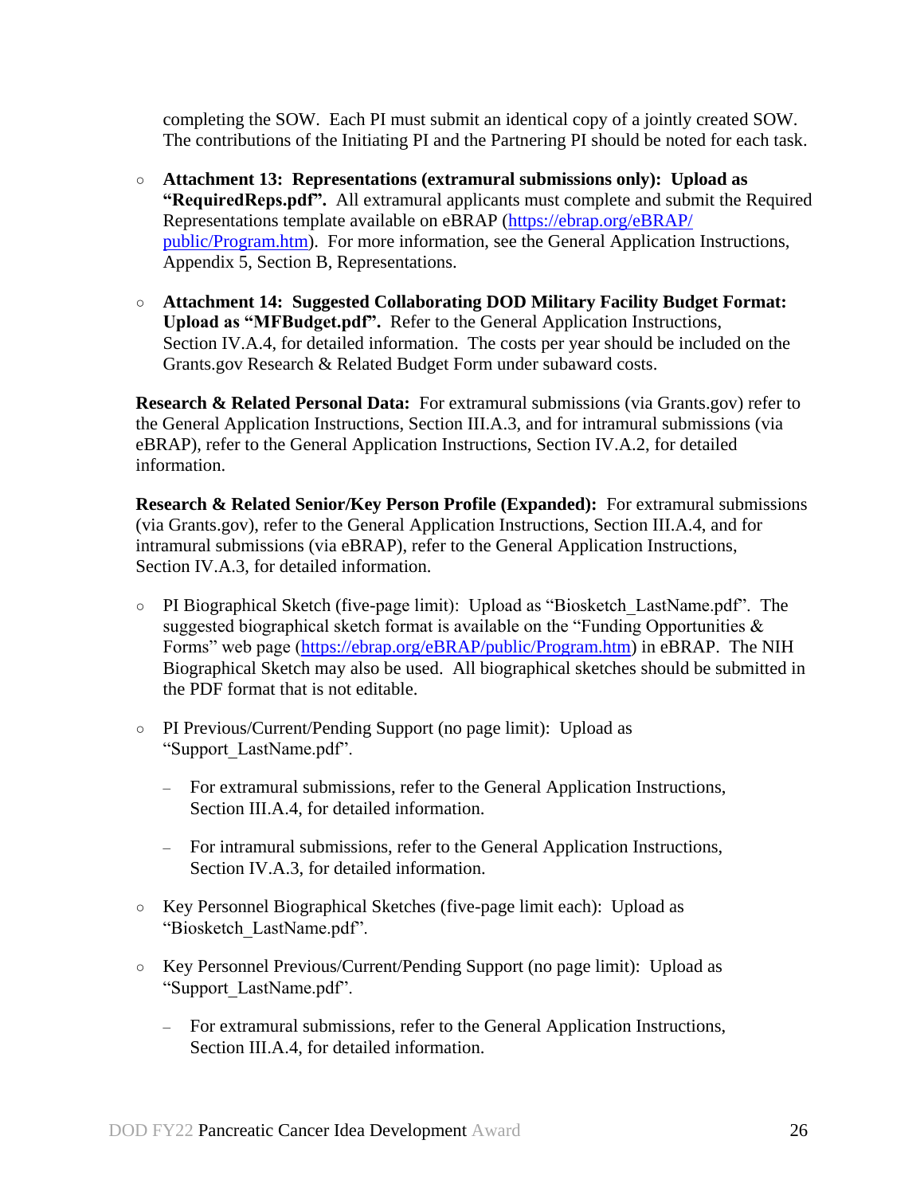completing the SOW. Each PI must submit an identical copy of a jointly created SOW. The contributions of the Initiating PI and the Partnering PI should be noted for each task.

- **Attachment 13: Representations (extramural submissions only): Upload as "RequiredReps.pdf".** All extramural applicants must complete and submit the Required Representations template available on eBRAP (https://ebrap.org/eBRAP/public/Program.htm). For more information, see the General Application Instructions, Appendix 5, Section B, Representations.

- **Attachment 14: Suggested Collaborating DOD Military Facility Budget Format: Upload as "MFBudget.pdf".** Refer to the General Application Instructions, Section IV.A.4, for detailed information. The costs per year should be included on the Grants.gov Research & Related Budget Form under subaward costs.

**Research & Related Personal Data:** For extramural submissions (via Grants.gov) refer to the General Application Instructions, Section III.A.3, and for intramural submissions (via eBRAP), refer to the General Application Instructions, Section IV.A.2, for detailed information.

**Research & Related Senior/Key Person Profile (Expanded):** For extramural submissions (via Grants.gov), refer to the General Application Instructions, Section III.A.4, and for intramural submissions (via eBRAP), refer to the General Application Instructions, Section IV.A.3, for detailed information.

- PI Biographical Sketch (five-page limit): Upload as "Biosketch_LastName.pdf". The suggested biographical sketch format is available on the "Funding Opportunities & Forms" web page (https://ebrap.org/eBRAP/public/Program.htm) in eBRAP. The NIH Biographical Sketch may also be used. All biographical sketches should be submitted in the PDF format that is not editable.

- PI Previous/Current/Pending Support (no page limit): Upload as "Support_LastName.pdf".
  - For extramural submissions, refer to the General Application Instructions, Section III.A.4, for detailed information.
  - For intramural submissions, refer to the General Application Instructions, Section IV.A.3, for detailed information.

- Key Personnel Biographical Sketches (five-page limit each): Upload as "Biosketch_LastName.pdf".

- Key Personnel Previous/Current/Pending Support (no page limit): Upload as "Support_LastName.pdf".
  - For extramural submissions, refer to the General Application Instructions, Section III.A.4, for detailed information.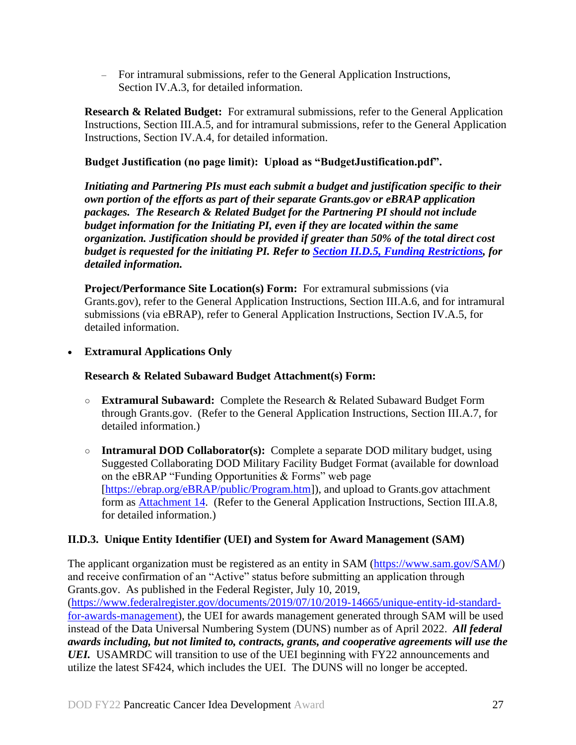- For intramural submissions, refer to the General Application Instructions, Section IV.A.3, for detailed information.

**Research & Related Budget:** For extramural submissions, refer to the General Application Instructions, Section III.A.5, and for intramural submissions, refer to the General Application Instructions, Section IV.A.4, for detailed information.

**Budget Justification (no page limit): Upload as "BudgetJustification.pdf".**

***Initiating and Partnering PIs must each submit a budget and justification specific to their own portion of the efforts as part of their separate Grants.gov or eBRAP application packages. The Research & Related Budget for the Partnering PI should not include budget information for the Initiating PI, even if they are located within the same organization. Justification should be provided if greater than 50% of the total direct cost budget is requested for the initiating PI. Refer to [Section II.D.5, Funding Restrictions](), for detailed information.***

**Project/Performance Site Location(s) Form:** For extramural submissions (via Grants.gov), refer to the General Application Instructions, Section III.A.6, and for intramural submissions (via eBRAP), refer to General Application Instructions, Section IV.A.5, for detailed information.

- **Extramural Applications Only**

  **Research & Related Subaward Budget Attachment(s) Form:**

  - **Extramural Subaward:** Complete the Research & Related Subaward Budget Form through Grants.gov. (Refer to the General Application Instructions, Section III.A.7, for detailed information.)

  - **Intramural DOD Collaborator(s):** Complete a separate DOD military budget, using Suggested Collaborating DOD Military Facility Budget Format (available for download on the eBRAP "Funding Opportunities & Forms" web page [https://ebrap.org/eBRAP/public/Program.htm]), and upload to Grants.gov attachment form as Attachment 14. (Refer to the General Application Instructions, Section III.A.8, for detailed information.)

### II.D.3. Unique Entity Identifier (UEI) and System for Award Management (SAM)

The applicant organization must be registered as an entity in SAM (https://www.sam.gov/SAM/) and receive confirmation of an "Active" status before submitting an application through Grants.gov. As published in the Federal Register, July 10, 2019, (https://www.federalregister.gov/documents/2019/07/10/2019-14665/unique-entity-id-standard-for-awards-management), the UEI for awards management generated through SAM will be used instead of the Data Universal Numbering System (DUNS) number as of April 2022. ***All federal awards including, but not limited to, contracts, grants, and cooperative agreements will use the UEI.*** USAMRDC will transition to use of the UEI beginning with FY22 announcements and utilize the latest SF424, which includes the UEI. The DUNS will no longer be accepted.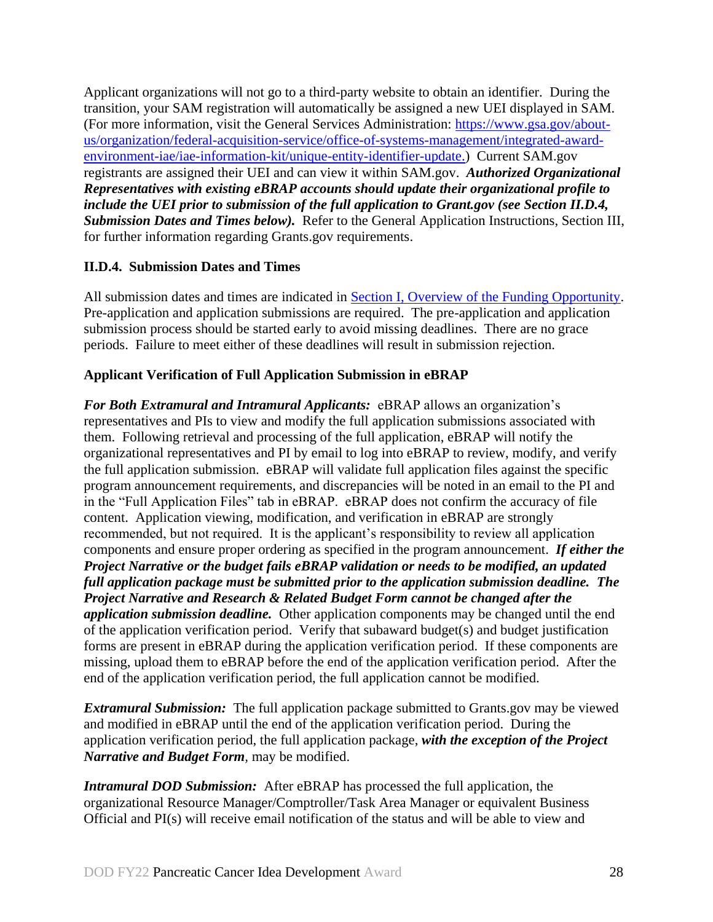Applicant organizations will not go to a third-party website to obtain an identifier. During the transition, your SAM registration will automatically be assigned a new UEI displayed in SAM. (For more information, visit the General Services Administration: [https://www.gsa.gov/about-us/organization/federal-acquisition-service/office-of-systems-management/integrated-award-environment-iae/iae-information-kit/unique-entity-identifier-update.](https://www.gsa.gov/about-us/organization/federal-acquisition-service/office-of-systems-management/integrated-award-environment-iae/iae-information-kit/unique-entity-identifier-update)) Current SAM.gov registrants are assigned their UEI and can view it within SAM.gov. ***Authorized Organizational Representatives with existing eBRAP accounts should update their organizational profile to include the UEI prior to submission of the full application to Grant.gov (see Section II.D.4, Submission Dates and Times below).*** Refer to the General Application Instructions, Section III, for further information regarding Grants.gov requirements.

### II.D.4. Submission Dates and Times

All submission dates and times are indicated in [Section I, Overview of the Funding Opportunity](#). Pre-application and application submissions are required. The pre-application and application submission process should be started early to avoid missing deadlines. There are no grace periods. Failure to meet either of these deadlines will result in submission rejection.

**Applicant Verification of Full Application Submission in eBRAP**

***For Both Extramural and Intramural Applicants:*** eBRAP allows an organization's representatives and PIs to view and modify the full application submissions associated with them. Following retrieval and processing of the full application, eBRAP will notify the organizational representatives and PI by email to log into eBRAP to review, modify, and verify the full application submission. eBRAP will validate full application files against the specific program announcement requirements, and discrepancies will be noted in an email to the PI and in the "Full Application Files" tab in eBRAP. eBRAP does not confirm the accuracy of file content. Application viewing, modification, and verification in eBRAP are strongly recommended, but not required. It is the applicant's responsibility to review all application components and ensure proper ordering as specified in the program announcement. ***If either the Project Narrative or the budget fails eBRAP validation or needs to be modified, an updated full application package must be submitted prior to the application submission deadline. The Project Narrative and Research & Related Budget Form cannot be changed after the application submission deadline.*** Other application components may be changed until the end of the application verification period. Verify that subaward budget(s) and budget justification forms are present in eBRAP during the application verification period. If these components are missing, upload them to eBRAP before the end of the application verification period. After the end of the application verification period, the full application cannot be modified.

***Extramural Submission:*** The full application package submitted to Grants.gov may be viewed and modified in eBRAP until the end of the application verification period. During the application verification period, the full application package, ***with the exception of the Project Narrative and Budget Form***, may be modified.

***Intramural DOD Submission:*** After eBRAP has processed the full application, the organizational Resource Manager/Comptroller/Task Area Manager or equivalent Business Official and PI(s) will receive email notification of the status and will be able to view and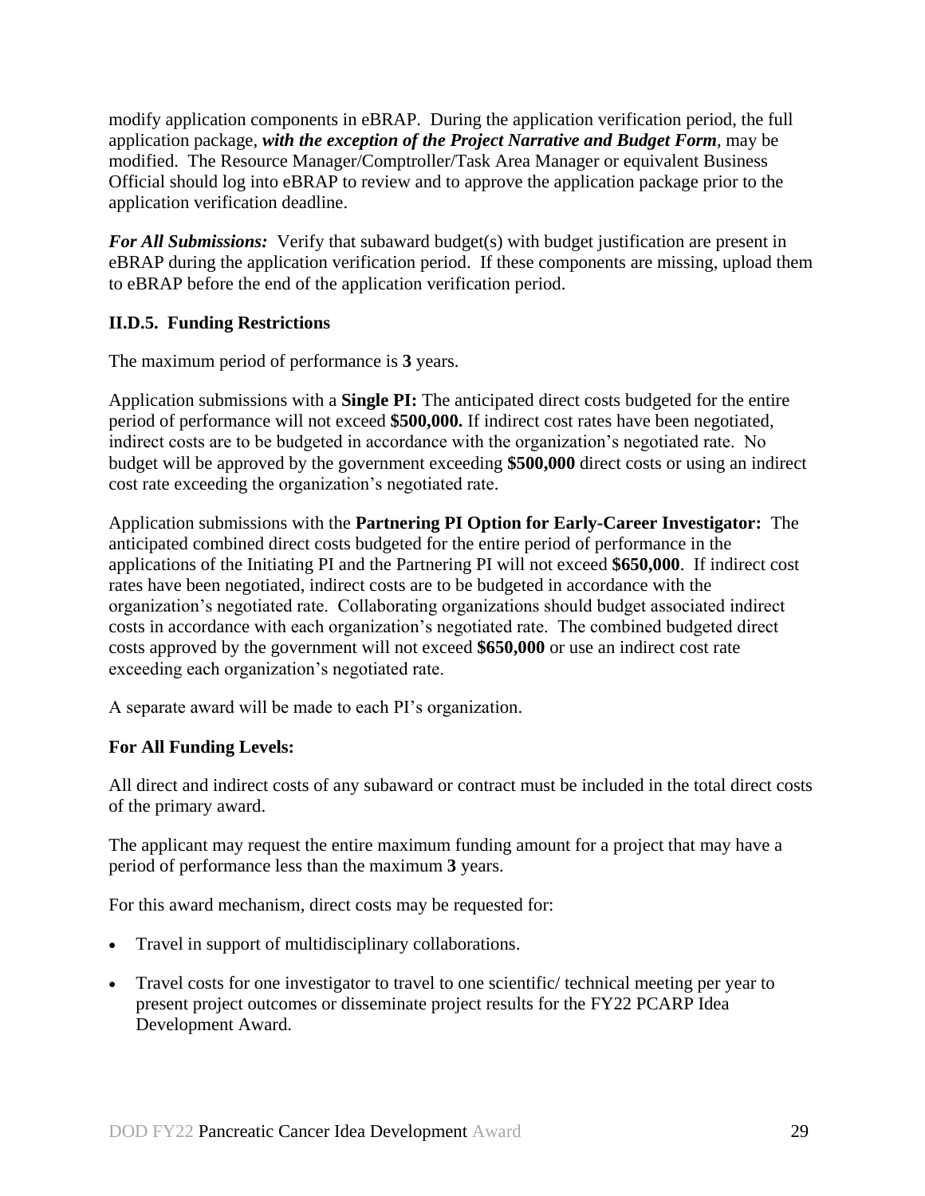modify application components in eBRAP. During the application verification period, the full application package, ***with the exception of the Project Narrative and Budget Form***, may be modified. The Resource Manager/Comptroller/Task Area Manager or equivalent Business Official should log into eBRAP to review and to approve the application package prior to the application verification deadline.

***For All Submissions:*** Verify that subaward budget(s) with budget justification are present in eBRAP during the application verification period. If these components are missing, upload them to eBRAP before the end of the application verification period.

### II.D.5. Funding Restrictions

The maximum period of performance is **3** years.

Application submissions with a **Single PI:** The anticipated direct costs budgeted for the entire period of performance will not exceed **$500,000.** If indirect cost rates have been negotiated, indirect costs are to be budgeted in accordance with the organization's negotiated rate. No budget will be approved by the government exceeding **$500,000** direct costs or using an indirect cost rate exceeding the organization's negotiated rate.

Application submissions with the **Partnering PI Option for Early-Career Investigator:** The anticipated combined direct costs budgeted for the entire period of performance in the applications of the Initiating PI and the Partnering PI will not exceed **$650,000**. If indirect cost rates have been negotiated, indirect costs are to be budgeted in accordance with the organization's negotiated rate. Collaborating organizations should budget associated indirect costs in accordance with each organization's negotiated rate. The combined budgeted direct costs approved by the government will not exceed **$650,000** or use an indirect cost rate exceeding each organization's negotiated rate.

A separate award will be made to each PI's organization.

**For All Funding Levels:**

All direct and indirect costs of any subaward or contract must be included in the total direct costs of the primary award.

The applicant may request the entire maximum funding amount for a project that may have a period of performance less than the maximum **3** years.

For this award mechanism, direct costs may be requested for:

- Travel in support of multidisciplinary collaborations.
- Travel costs for one investigator to travel to one scientific/ technical meeting per year to present project outcomes or disseminate project results for the FY22 PCARP Idea Development Award.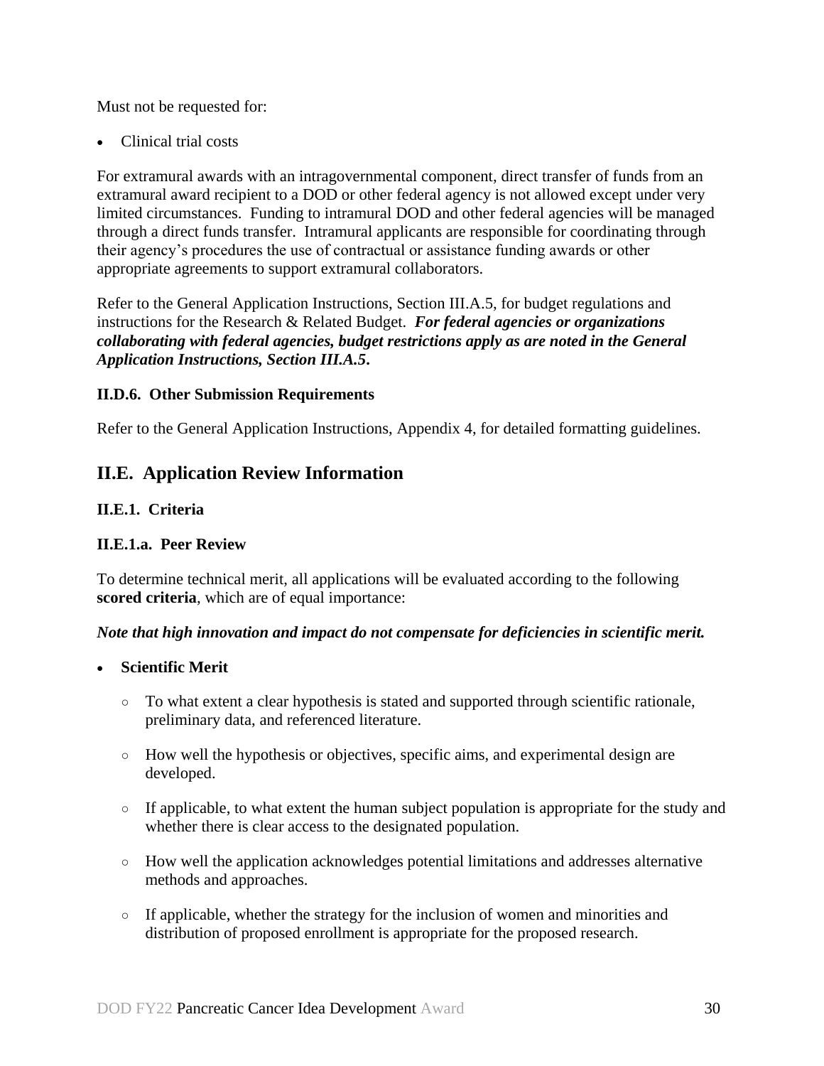Must not be requested for:

- Clinical trial costs

For extramural awards with an intragovernmental component, direct transfer of funds from an extramural award recipient to a DOD or other federal agency is not allowed except under very limited circumstances. Funding to intramural DOD and other federal agencies will be managed through a direct funds transfer. Intramural applicants are responsible for coordinating through their agency's procedures the use of contractual or assistance funding awards or other appropriate agreements to support extramural collaborators.

Refer to the General Application Instructions, Section III.A.5, for budget regulations and instructions for the Research & Related Budget. ***For federal agencies or organizations collaborating with federal agencies, budget restrictions apply as are noted in the General Application Instructions, Section III.A.5.***

#### II.D.6. Other Submission Requirements

Refer to the General Application Instructions, Appendix 4, for detailed formatting guidelines.

## II.E. Application Review Information

#### II.E.1. Criteria

#### II.E.1.a. Peer Review

To determine technical merit, all applications will be evaluated according to the following **scored criteria**, which are of equal importance:

***Note that high innovation and impact do not compensate for deficiencies in scientific merit.***

- **Scientific Merit**
  - To what extent a clear hypothesis is stated and supported through scientific rationale, preliminary data, and referenced literature.
  - How well the hypothesis or objectives, specific aims, and experimental design are developed.
  - If applicable, to what extent the human subject population is appropriate for the study and whether there is clear access to the designated population.
  - How well the application acknowledges potential limitations and addresses alternative methods and approaches.
  - If applicable, whether the strategy for the inclusion of women and minorities and distribution of proposed enrollment is appropriate for the proposed research.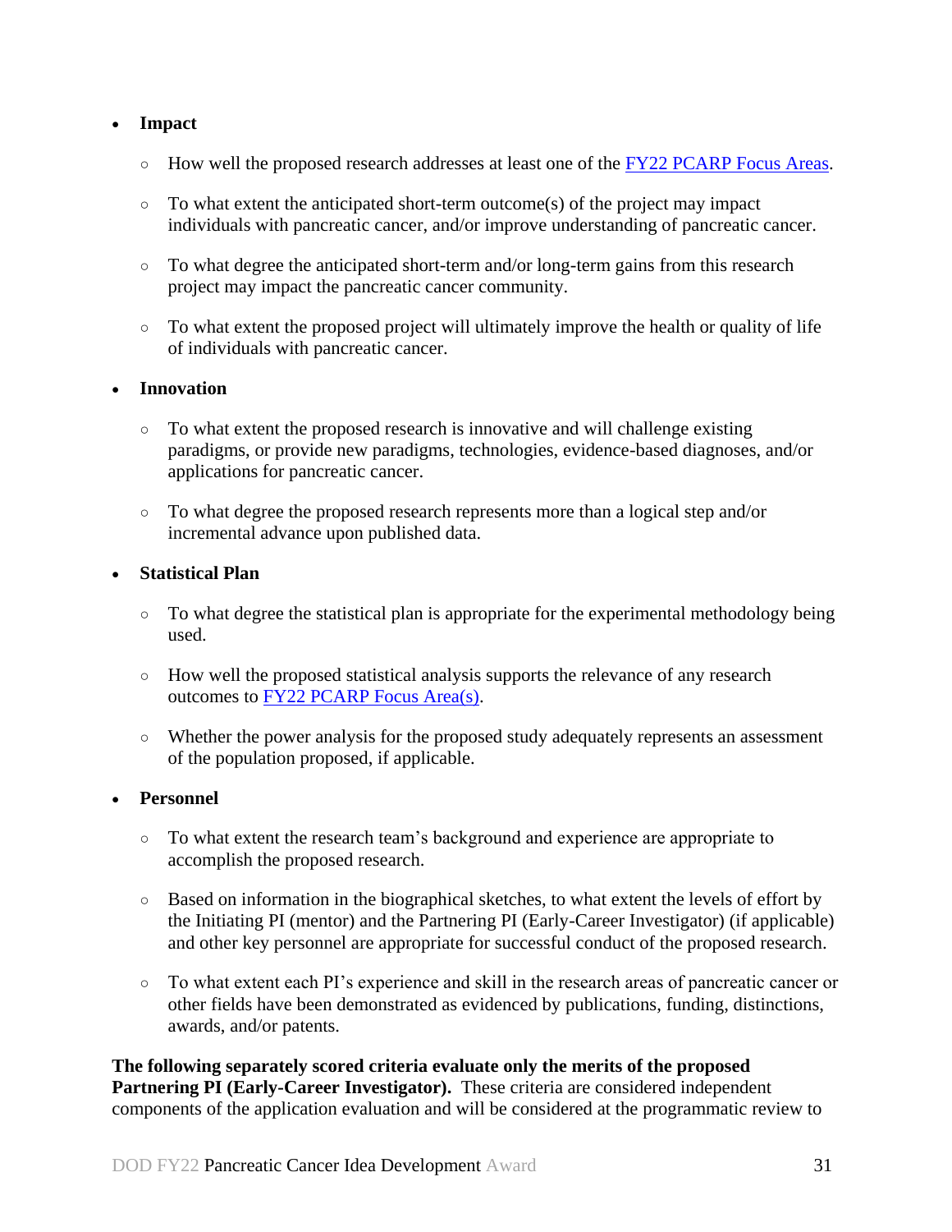- **Impact**
  - How well the proposed research addresses at least one of the FY22 PCARP Focus Areas.
  - To what extent the anticipated short-term outcome(s) of the project may impact individuals with pancreatic cancer, and/or improve understanding of pancreatic cancer.
  - To what degree the anticipated short-term and/or long-term gains from this research project may impact the pancreatic cancer community.
  - To what extent the proposed project will ultimately improve the health or quality of life of individuals with pancreatic cancer.
- **Innovation**
  - To what extent the proposed research is innovative and will challenge existing paradigms, or provide new paradigms, technologies, evidence-based diagnoses, and/or applications for pancreatic cancer.
  - To what degree the proposed research represents more than a logical step and/or incremental advance upon published data.
- **Statistical Plan**
  - To what degree the statistical plan is appropriate for the experimental methodology being used.
  - How well the proposed statistical analysis supports the relevance of any research outcomes to FY22 PCARP Focus Area(s).
  - Whether the power analysis for the proposed study adequately represents an assessment of the population proposed, if applicable.
- **Personnel**
  - To what extent the research team's background and experience are appropriate to accomplish the proposed research.
  - Based on information in the biographical sketches, to what extent the levels of effort by the Initiating PI (mentor) and the Partnering PI (Early-Career Investigator) (if applicable) and other key personnel are appropriate for successful conduct of the proposed research.
  - To what extent each PI's experience and skill in the research areas of pancreatic cancer or other fields have been demonstrated as evidenced by publications, funding, distinctions, awards, and/or patents.

**The following separately scored criteria evaluate only the merits of the proposed Partnering PI (Early-Career Investigator).** These criteria are considered independent components of the application evaluation and will be considered at the programmatic review to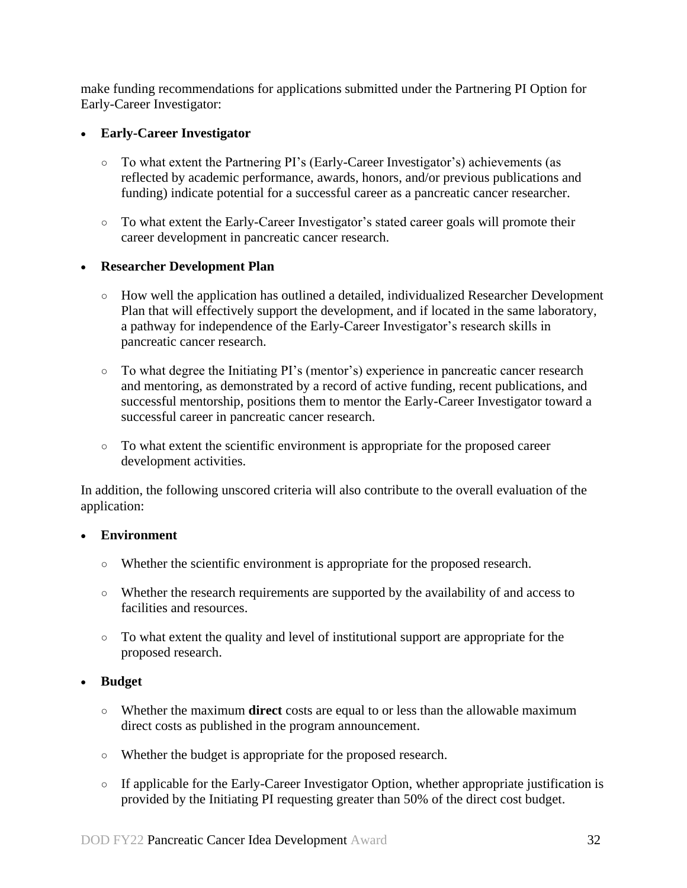make funding recommendations for applications submitted under the Partnering PI Option for Early-Career Investigator:

- **Early-Career Investigator**
  - To what extent the Partnering PI's (Early-Career Investigator's) achievements (as reflected by academic performance, awards, honors, and/or previous publications and funding) indicate potential for a successful career as a pancreatic cancer researcher.
  - To what extent the Early-Career Investigator's stated career goals will promote their career development in pancreatic cancer research.
- **Researcher Development Plan**
  - How well the application has outlined a detailed, individualized Researcher Development Plan that will effectively support the development, and if located in the same laboratory, a pathway for independence of the Early-Career Investigator's research skills in pancreatic cancer research.
  - To what degree the Initiating PI's (mentor's) experience in pancreatic cancer research and mentoring, as demonstrated by a record of active funding, recent publications, and successful mentorship, positions them to mentor the Early-Career Investigator toward a successful career in pancreatic cancer research.
  - To what extent the scientific environment is appropriate for the proposed career development activities.

In addition, the following unscored criteria will also contribute to the overall evaluation of the application:

- **Environment**
  - Whether the scientific environment is appropriate for the proposed research.
  - Whether the research requirements are supported by the availability of and access to facilities and resources.
  - To what extent the quality and level of institutional support are appropriate for the proposed research.
- **Budget**
  - Whether the maximum **direct** costs are equal to or less than the allowable maximum direct costs as published in the program announcement.
  - Whether the budget is appropriate for the proposed research.
  - If applicable for the Early-Career Investigator Option, whether appropriate justification is provided by the Initiating PI requesting greater than 50% of the direct cost budget.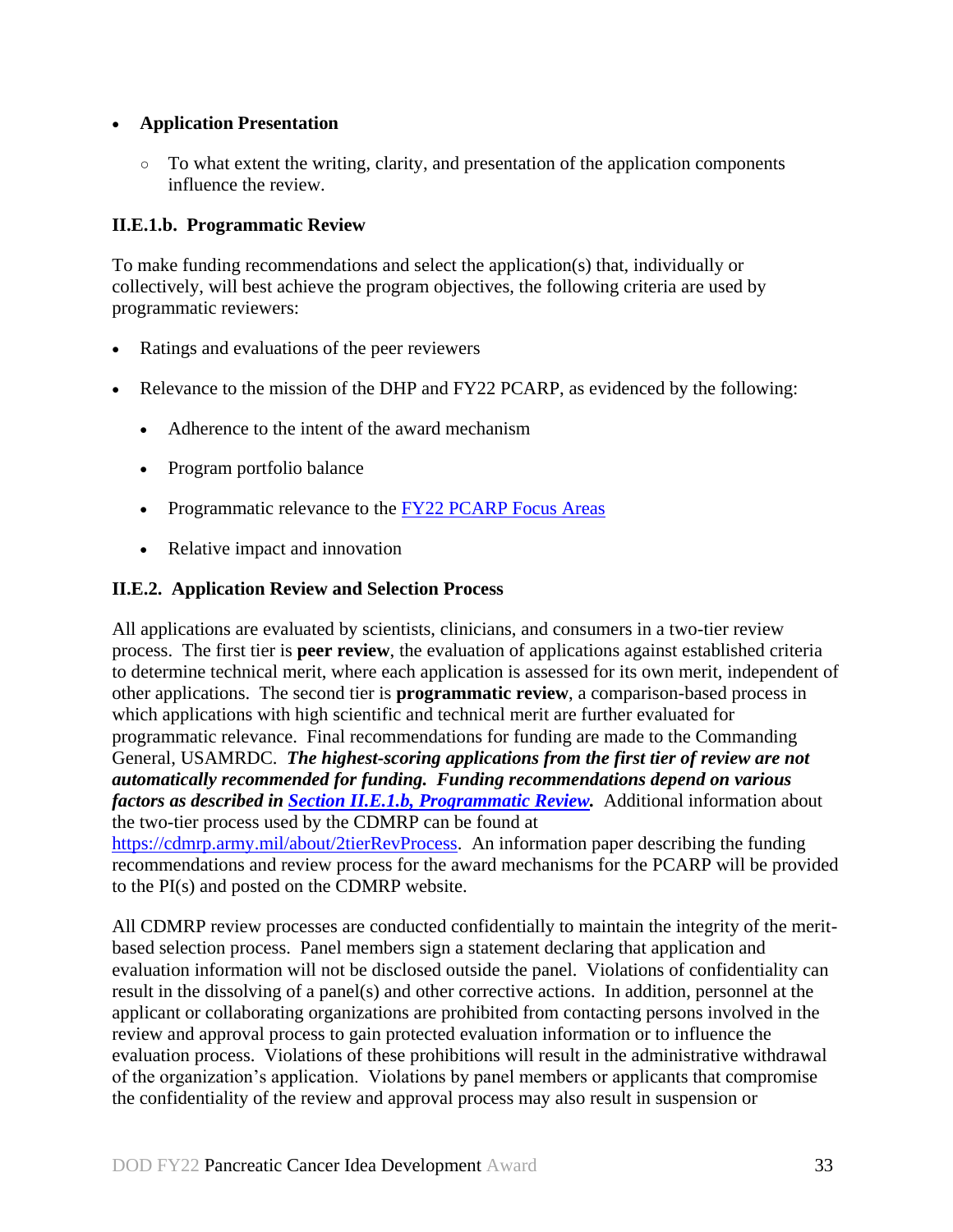- **Application Presentation**
  - To what extent the writing, clarity, and presentation of the application components influence the review.

#### II.E.1.b. Programmatic Review

To make funding recommendations and select the application(s) that, individually or collectively, will best achieve the program objectives, the following criteria are used by programmatic reviewers:

- Ratings and evaluations of the peer reviewers
- Relevance to the mission of the DHP and FY22 PCARP, as evidenced by the following:
  - Adherence to the intent of the award mechanism
  - Program portfolio balance
  - Programmatic relevance to the [FY22 PCARP Focus Areas]
  - Relative impact and innovation

### II.E.2. Application Review and Selection Process

All applications are evaluated by scientists, clinicians, and consumers in a two-tier review process. The first tier is **peer review**, the evaluation of applications against established criteria to determine technical merit, where each application is assessed for its own merit, independent of other applications. The second tier is **programmatic review**, a comparison-based process in which applications with high scientific and technical merit are further evaluated for programmatic relevance. Final recommendations for funding are made to the Commanding General, USAMRDC. ***The highest-scoring applications from the first tier of review are not automatically recommended for funding. Funding recommendations depend on various factors as described in [Section II.E.1.b, Programmatic Review].*** Additional information about the two-tier process used by the CDMRP can be found at https://cdmrp.army.mil/about/2tierRevProcess. An information paper describing the funding recommendations and review process for the award mechanisms for the PCARP will be provided to the PI(s) and posted on the CDMRP website.

All CDMRP review processes are conducted confidentially to maintain the integrity of the merit-based selection process. Panel members sign a statement declaring that application and evaluation information will not be disclosed outside the panel. Violations of confidentiality can result in the dissolving of a panel(s) and other corrective actions. In addition, personnel at the applicant or collaborating organizations are prohibited from contacting persons involved in the review and approval process to gain protected evaluation information or to influence the evaluation process. Violations of these prohibitions will result in the administrative withdrawal of the organization's application. Violations by panel members or applicants that compromise the confidentiality of the review and approval process may also result in suspension or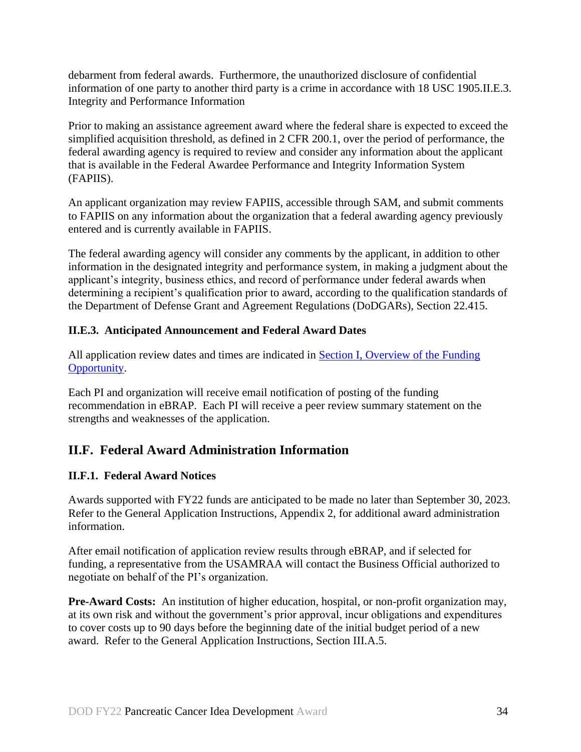debarment from federal awards. Furthermore, the unauthorized disclosure of confidential information of one party to another third party is a crime in accordance with 18 USC 1905.II.E.3. Integrity and Performance Information

Prior to making an assistance agreement award where the federal share is expected to exceed the simplified acquisition threshold, as defined in 2 CFR 200.1, over the period of performance, the federal awarding agency is required to review and consider any information about the applicant that is available in the Federal Awardee Performance and Integrity Information System (FAPIIS).

An applicant organization may review FAPIIS, accessible through SAM, and submit comments to FAPIIS on any information about the organization that a federal awarding agency previously entered and is currently available in FAPIIS.

The federal awarding agency will consider any comments by the applicant, in addition to other information in the designated integrity and performance system, in making a judgment about the applicant's integrity, business ethics, and record of performance under federal awards when determining a recipient's qualification prior to award, according to the qualification standards of the Department of Defense Grant and Agreement Regulations (DoDGARs), Section 22.415.

### II.E.3. Anticipated Announcement and Federal Award Dates

All application review dates and times are indicated in Section I, Overview of the Funding Opportunity.

Each PI and organization will receive email notification of posting of the funding recommendation in eBRAP. Each PI will receive a peer review summary statement on the strengths and weaknesses of the application.

## II.F. Federal Award Administration Information

### II.F.1. Federal Award Notices

Awards supported with FY22 funds are anticipated to be made no later than September 30, 2023. Refer to the General Application Instructions, Appendix 2, for additional award administration information.

After email notification of application review results through eBRAP, and if selected for funding, a representative from the USAMRAA will contact the Business Official authorized to negotiate on behalf of the PI's organization.

**Pre-Award Costs:** An institution of higher education, hospital, or non-profit organization may, at its own risk and without the government's prior approval, incur obligations and expenditures to cover costs up to 90 days before the beginning date of the initial budget period of a new award. Refer to the General Application Instructions, Section III.A.5.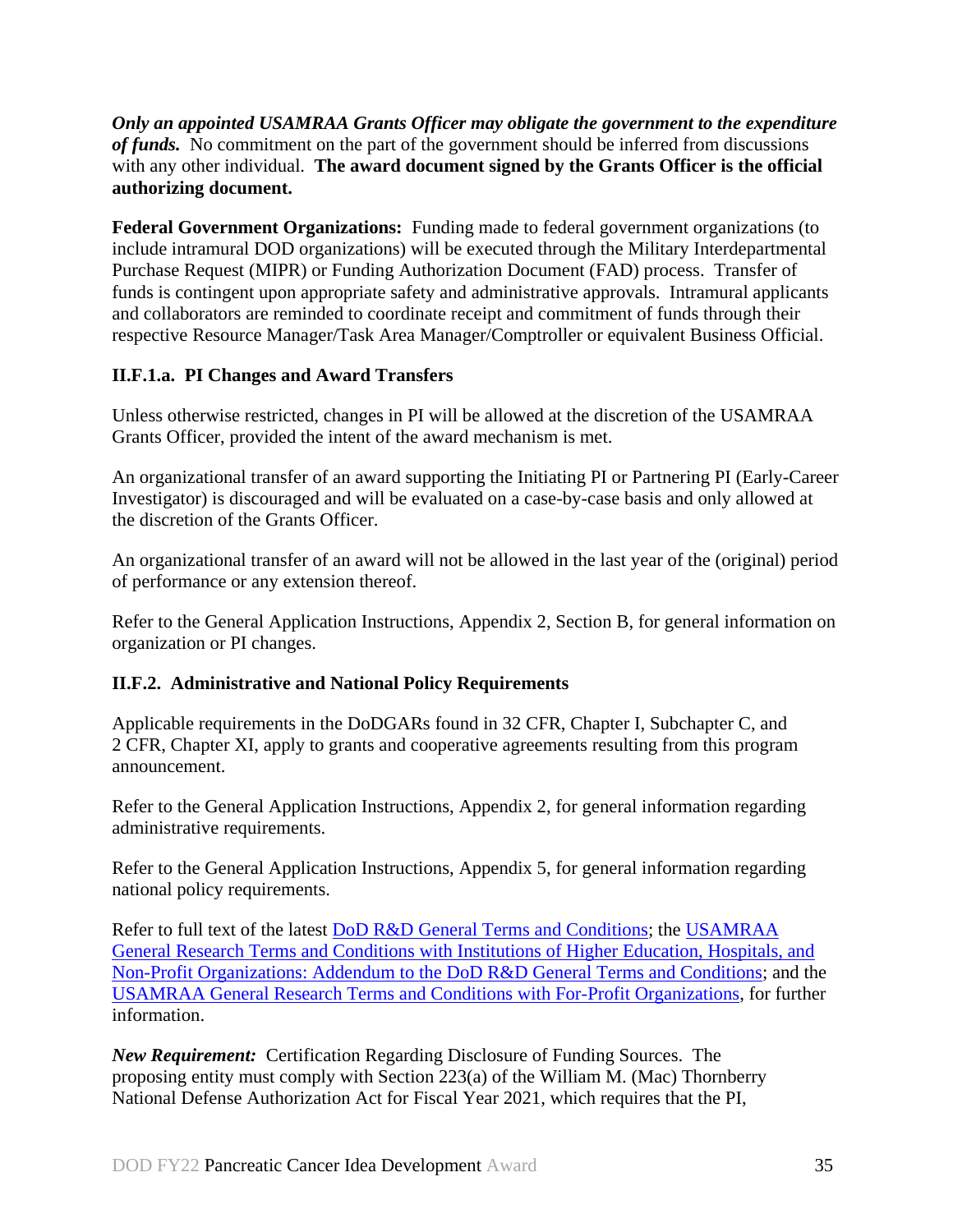***Only an appointed USAMRAA Grants Officer may obligate the government to the expenditure of funds.*** No commitment on the part of the government should be inferred from discussions with any other individual. **The award document signed by the Grants Officer is the official authorizing document.**

**Federal Government Organizations:** Funding made to federal government organizations (to include intramural DOD organizations) will be executed through the Military Interdepartmental Purchase Request (MIPR) or Funding Authorization Document (FAD) process. Transfer of funds is contingent upon appropriate safety and administrative approvals. Intramural applicants and collaborators are reminded to coordinate receipt and commitment of funds through their respective Resource Manager/Task Area Manager/Comptroller or equivalent Business Official.

### II.F.1.a. PI Changes and Award Transfers

Unless otherwise restricted, changes in PI will be allowed at the discretion of the USAMRAA Grants Officer, provided the intent of the award mechanism is met.

An organizational transfer of an award supporting the Initiating PI or Partnering PI (Early-Career Investigator) is discouraged and will be evaluated on a case-by-case basis and only allowed at the discretion of the Grants Officer.

An organizational transfer of an award will not be allowed in the last year of the (original) period of performance or any extension thereof.

Refer to the General Application Instructions, Appendix 2, Section B, for general information on organization or PI changes.

### II.F.2. Administrative and National Policy Requirements

Applicable requirements in the DoDGARs found in 32 CFR, Chapter I, Subchapter C, and 2 CFR, Chapter XI, apply to grants and cooperative agreements resulting from this program announcement.

Refer to the General Application Instructions, Appendix 2, for general information regarding administrative requirements.

Refer to the General Application Instructions, Appendix 5, for general information regarding national policy requirements.

Refer to full text of the latest DoD R&D General Terms and Conditions; the USAMRAA General Research Terms and Conditions with Institutions of Higher Education, Hospitals, and Non-Profit Organizations: Addendum to the DoD R&D General Terms and Conditions; and the USAMRAA General Research Terms and Conditions with For-Profit Organizations, for further information.

***New Requirement:*** Certification Regarding Disclosure of Funding Sources. The proposing entity must comply with Section 223(a) of the William M. (Mac) Thornberry National Defense Authorization Act for Fiscal Year 2021, which requires that the PI,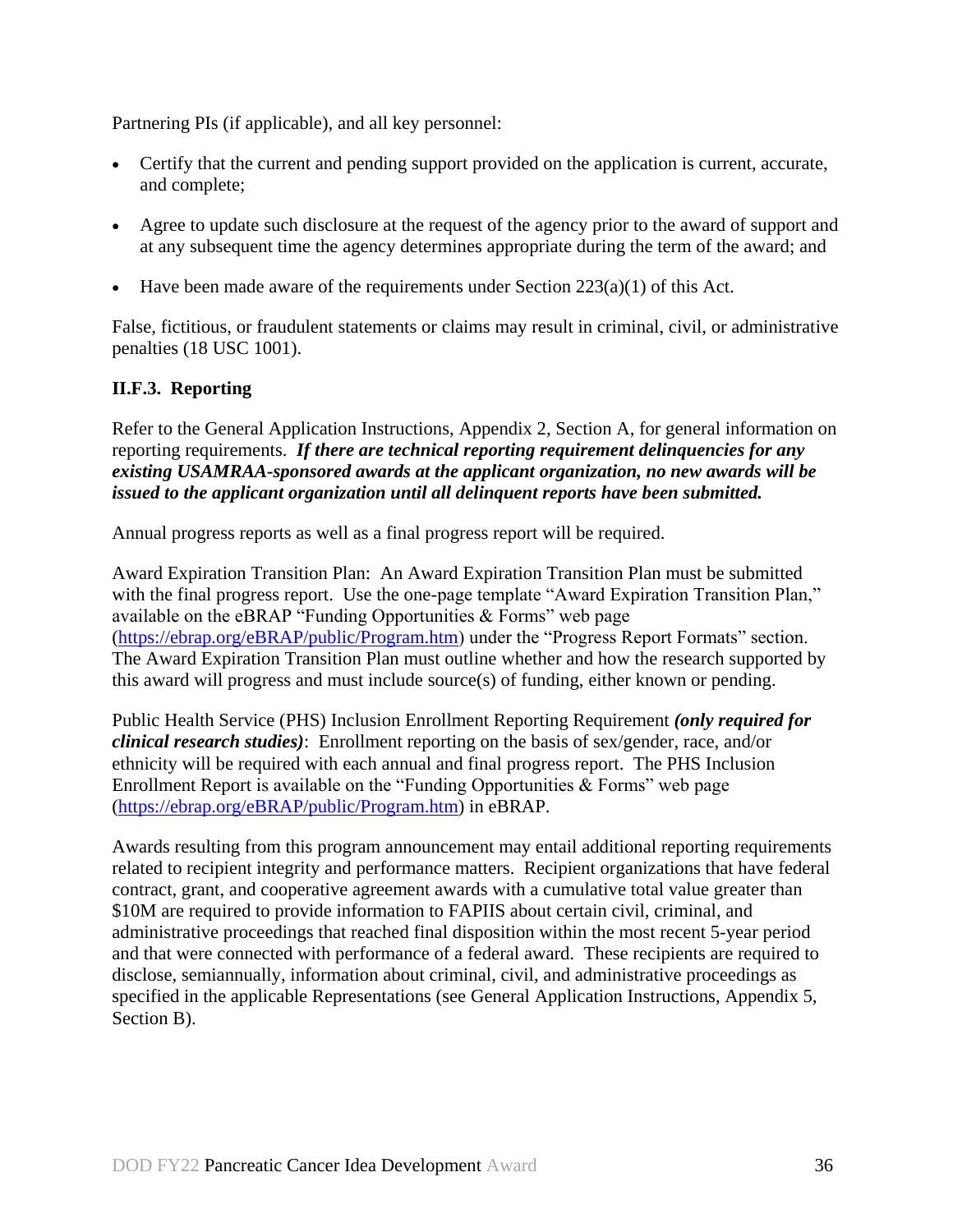Partnering PIs (if applicable), and all key personnel:

- Certify that the current and pending support provided on the application is current, accurate, and complete;
- Agree to update such disclosure at the request of the agency prior to the award of support and at any subsequent time the agency determines appropriate during the term of the award; and
- Have been made aware of the requirements under Section 223(a)(1) of this Act.

False, fictitious, or fraudulent statements or claims may result in criminal, civil, or administrative penalties (18 USC 1001).

### II.F.3. Reporting

Refer to the General Application Instructions, Appendix 2, Section A, for general information on reporting requirements. ***If there are technical reporting requirement delinquencies for any existing USAMRAA-sponsored awards at the applicant organization, no new awards will be issued to the applicant organization until all delinquent reports have been submitted.***

Annual progress reports as well as a final progress report will be required.

Award Expiration Transition Plan: An Award Expiration Transition Plan must be submitted with the final progress report. Use the one-page template "Award Expiration Transition Plan," available on the eBRAP "Funding Opportunities & Forms" web page (https://ebrap.org/eBRAP/public/Program.htm) under the "Progress Report Formats" section. The Award Expiration Transition Plan must outline whether and how the research supported by this award will progress and must include source(s) of funding, either known or pending.

Public Health Service (PHS) Inclusion Enrollment Reporting Requirement ***(only required for clinical research studies)***: Enrollment reporting on the basis of sex/gender, race, and/or ethnicity will be required with each annual and final progress report. The PHS Inclusion Enrollment Report is available on the "Funding Opportunities & Forms" web page (https://ebrap.org/eBRAP/public/Program.htm) in eBRAP.

Awards resulting from this program announcement may entail additional reporting requirements related to recipient integrity and performance matters. Recipient organizations that have federal contract, grant, and cooperative agreement awards with a cumulative total value greater than $10M are required to provide information to FAPIIS about certain civil, criminal, and administrative proceedings that reached final disposition within the most recent 5-year period and that were connected with performance of a federal award. These recipients are required to disclose, semiannually, information about criminal, civil, and administrative proceedings as specified in the applicable Representations (see General Application Instructions, Appendix 5, Section B).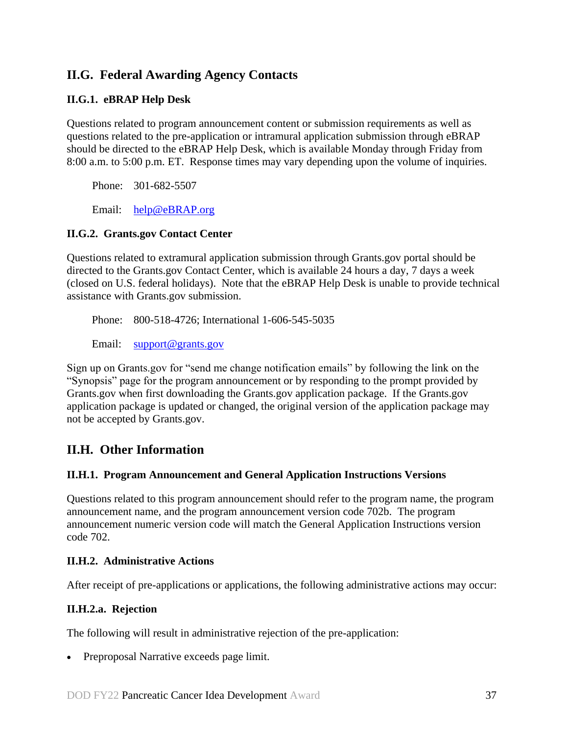## II.G. Federal Awarding Agency Contacts

### II.G.1. eBRAP Help Desk

Questions related to program announcement content or submission requirements as well as questions related to the pre-application or intramural application submission through eBRAP should be directed to the eBRAP Help Desk, which is available Monday through Friday from 8:00 a.m. to 5:00 p.m. ET. Response times may vary depending upon the volume of inquiries.

Phone: 301-682-5507

Email: help@eBRAP.org

### II.G.2. Grants.gov Contact Center

Questions related to extramural application submission through Grants.gov portal should be directed to the Grants.gov Contact Center, which is available 24 hours a day, 7 days a week (closed on U.S. federal holidays). Note that the eBRAP Help Desk is unable to provide technical assistance with Grants.gov submission.

Phone: 800-518-4726; International 1-606-545-5035

Email: support@grants.gov

Sign up on Grants.gov for "send me change notification emails" by following the link on the "Synopsis" page for the program announcement or by responding to the prompt provided by Grants.gov when first downloading the Grants.gov application package. If the Grants.gov application package is updated or changed, the original version of the application package may not be accepted by Grants.gov.

## II.H. Other Information

### II.H.1. Program Announcement and General Application Instructions Versions

Questions related to this program announcement should refer to the program name, the program announcement name, and the program announcement version code 702b. The program announcement numeric version code will match the General Application Instructions version code 702.

### II.H.2. Administrative Actions

After receipt of pre-applications or applications, the following administrative actions may occur:

#### II.H.2.a. Rejection

The following will result in administrative rejection of the pre-application:

- Preproposal Narrative exceeds page limit.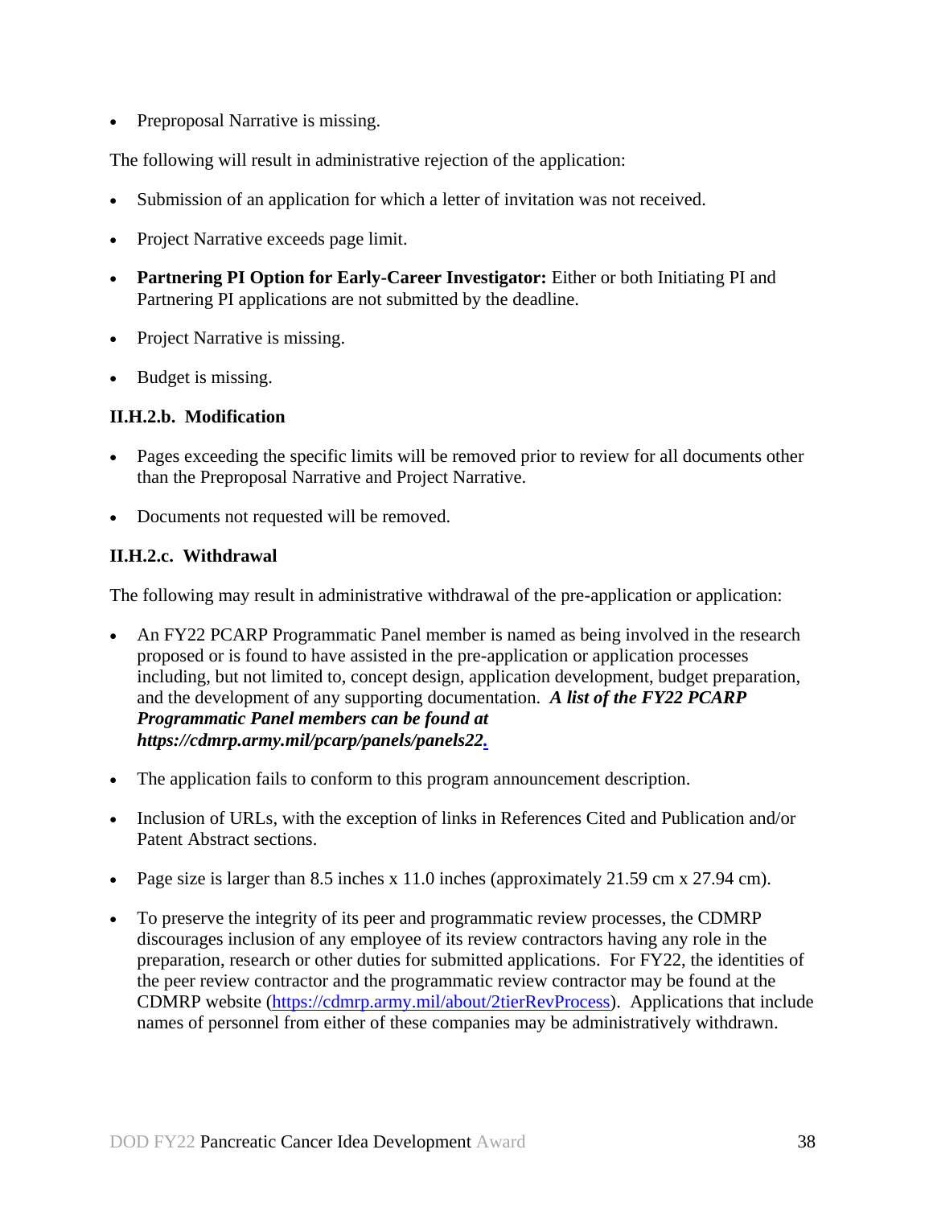- Preproposal Narrative is missing.

The following will result in administrative rejection of the application:

- Submission of an application for which a letter of invitation was not received.
- Project Narrative exceeds page limit.
- **Partnering PI Option for Early-Career Investigator:** Either or both Initiating PI and Partnering PI applications are not submitted by the deadline.
- Project Narrative is missing.
- Budget is missing.

#### II.H.2.b. Modification

- Pages exceeding the specific limits will be removed prior to review for all documents other than the Preproposal Narrative and Project Narrative.
- Documents not requested will be removed.

#### II.H.2.c. Withdrawal

The following may result in administrative withdrawal of the pre-application or application:

- An FY22 PCARP Programmatic Panel member is named as being involved in the research proposed or is found to have assisted in the pre-application or application processes including, but not limited to, concept design, application development, budget preparation, and the development of any supporting documentation. ***A list of the FY22 PCARP Programmatic Panel members can be found at https://cdmrp.army.mil/pcarp/panels/panels22.***
- The application fails to conform to this program announcement description.
- Inclusion of URLs, with the exception of links in References Cited and Publication and/or Patent Abstract sections.
- Page size is larger than 8.5 inches x 11.0 inches (approximately 21.59 cm x 27.94 cm).
- To preserve the integrity of its peer and programmatic review processes, the CDMRP discourages inclusion of any employee of its review contractors having any role in the preparation, research or other duties for submitted applications. For FY22, the identities of the peer review contractor and the programmatic review contractor may be found at the CDMRP website (https://cdmrp.army.mil/about/2tierRevProcess). Applications that include names of personnel from either of these companies may be administratively withdrawn.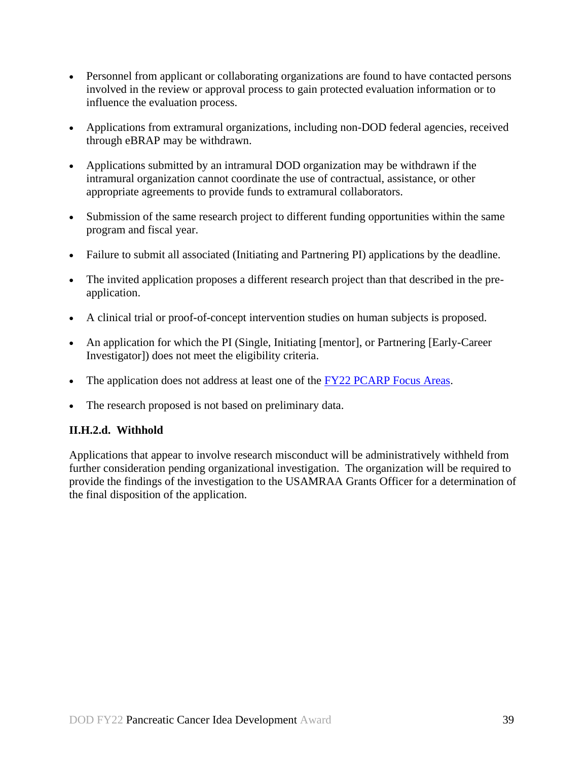- Personnel from applicant or collaborating organizations are found to have contacted persons involved in the review or approval process to gain protected evaluation information or to influence the evaluation process.

- Applications from extramural organizations, including non-DOD federal agencies, received through eBRAP may be withdrawn.

- Applications submitted by an intramural DOD organization may be withdrawn if the intramural organization cannot coordinate the use of contractual, assistance, or other appropriate agreements to provide funds to extramural collaborators.

- Submission of the same research project to different funding opportunities within the same program and fiscal year.

- Failure to submit all associated (Initiating and Partnering PI) applications by the deadline.

- The invited application proposes a different research project than that described in the pre-application.

- A clinical trial or proof-of-concept intervention studies on human subjects is proposed.

- An application for which the PI (Single, Initiating [mentor], or Partnering [Early-Career Investigator]) does not meet the eligibility criteria.

- The application does not address at least one of the [FY22 PCARP Focus Areas](#).

- The research proposed is not based on preliminary data.

#### II.H.2.d. Withhold

Applications that appear to involve research misconduct will be administratively withheld from further consideration pending organizational investigation. The organization will be required to provide the findings of the investigation to the USAMRAA Grants Officer for a determination of the final disposition of the application.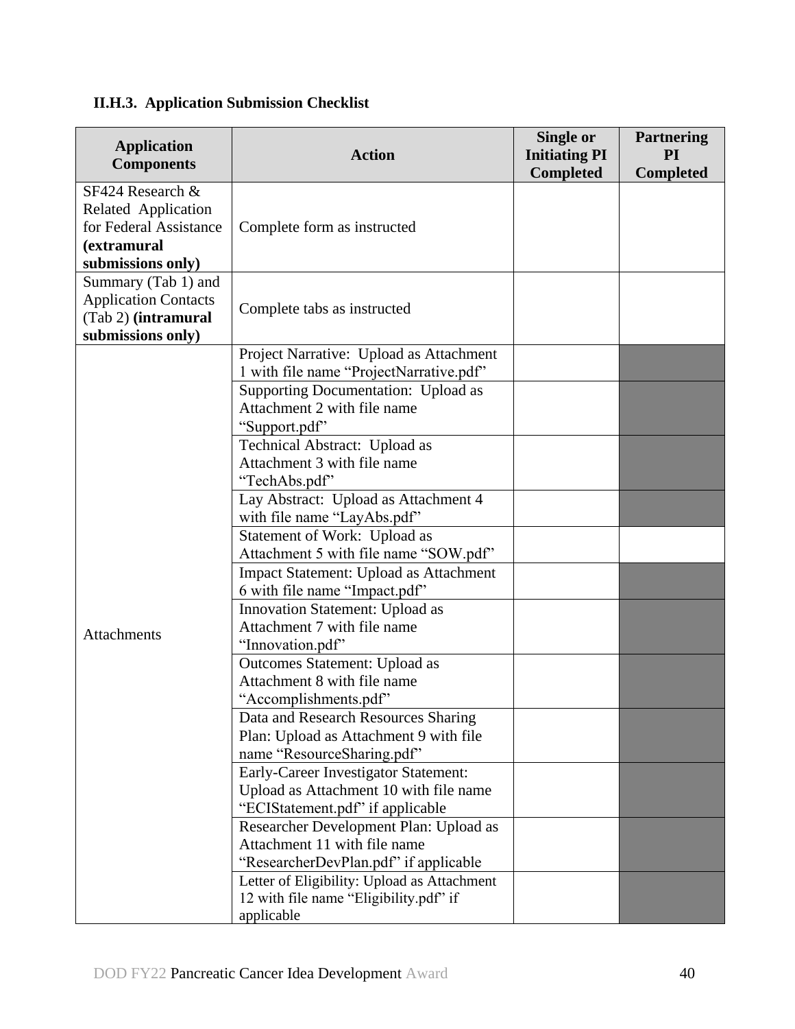### II.H.3. Application Submission Checklist

| Application Components | Action | Single or Initiating PI Completed | Partnering PI Completed |
|---|---|---|---|
| SF424 Research & Related Application for Federal Assistance **(extramural submissions only)** | Complete form as instructed | | |
| Summary (Tab 1) and Application Contacts (Tab 2) **(intramural submissions only)** | Complete tabs as instructed | | |
| Attachments | Project Narrative: Upload as Attachment 1 with file name "ProjectNarrative.pdf" | | |
| | Supporting Documentation: Upload as Attachment 2 with file name "Support.pdf" | | |
| | Technical Abstract: Upload as Attachment 3 with file name "TechAbs.pdf" | | |
| | Lay Abstract: Upload as Attachment 4 with file name "LayAbs.pdf" | | |
| | Statement of Work: Upload as Attachment 5 with file name "SOW.pdf" | | |
| | Impact Statement: Upload as Attachment 6 with file name "Impact.pdf" | | |
| | Innovation Statement: Upload as Attachment 7 with file name "Innovation.pdf" | | |
| | Outcomes Statement: Upload as Attachment 8 with file name "Accomplishments.pdf" | | |
| | Data and Research Resources Sharing Plan: Upload as Attachment 9 with file name "ResourceSharing.pdf" | | |
| | Early-Career Investigator Statement: Upload as Attachment 10 with file name "ECIStatement.pdf" if applicable | | |
| | Researcher Development Plan: Upload as Attachment 11 with file name "ResearcherDevPlan.pdf" if applicable | | |
| | Letter of Eligibility: Upload as Attachment 12 with file name "Eligibility.pdf" if applicable | | |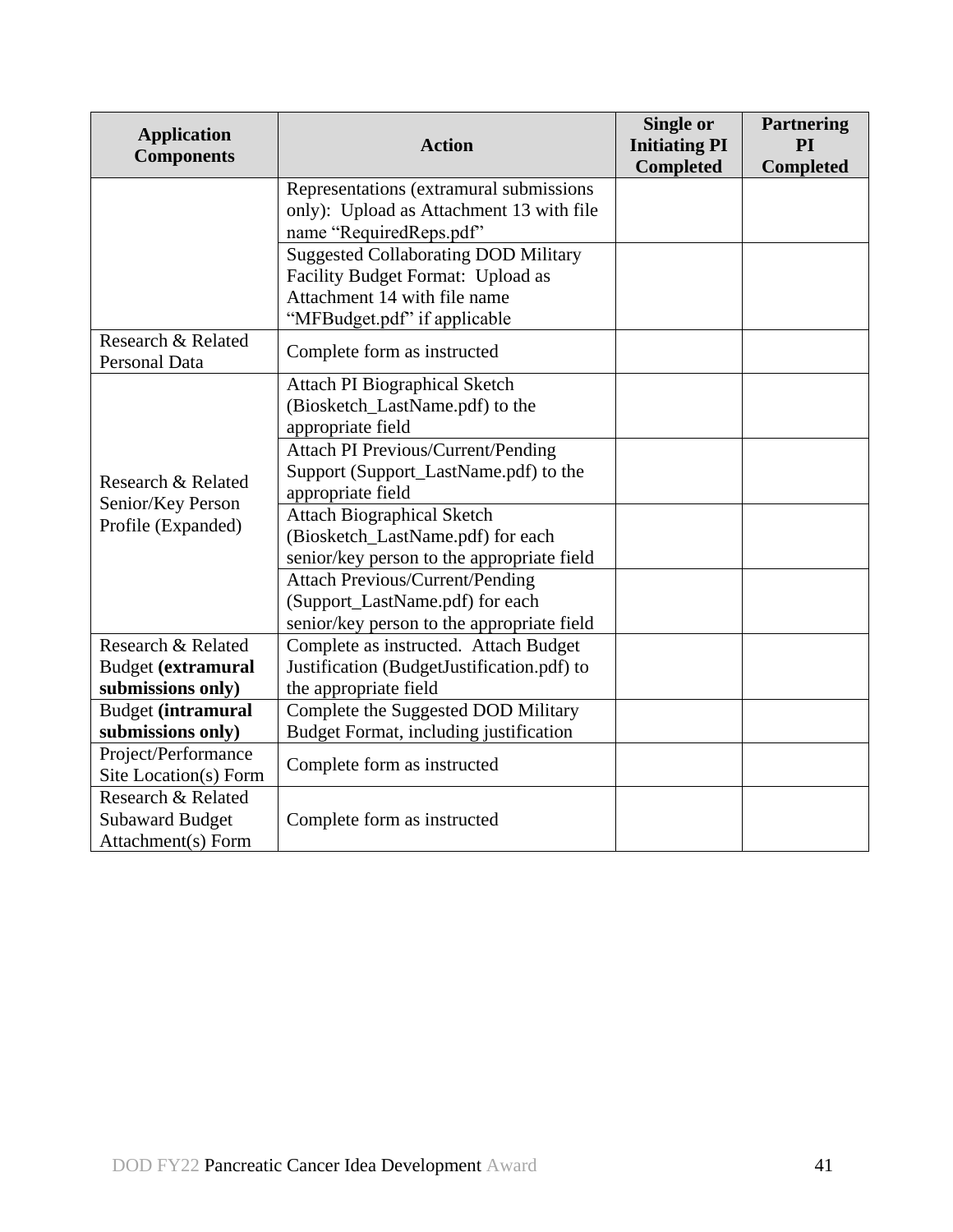| Application Components | Action | Single or Initiating PI Completed | Partnering PI Completed |
|---|---|---|---|
| | Representations (extramural submissions only): Upload as Attachment 13 with file name “RequiredReps.pdf” | | |
| | Suggested Collaborating DOD Military Facility Budget Format: Upload as Attachment 14 with file name “MFBudget.pdf” if applicable | | |
| Research & Related Personal Data | Complete form as instructed | | |
| Research & Related Senior/Key Person Profile (Expanded) | Attach PI Biographical Sketch (Biosketch_LastName.pdf) to the appropriate field | | |
| | Attach PI Previous/Current/Pending Support (Support_LastName.pdf) to the appropriate field | | |
| | Attach Biographical Sketch (Biosketch_LastName.pdf) for each senior/key person to the appropriate field | | |
| | Attach Previous/Current/Pending (Support_LastName.pdf) for each senior/key person to the appropriate field | | |
| Research & Related Budget **(extramural submissions only)** | Complete as instructed. Attach Budget Justification (BudgetJustification.pdf) to the appropriate field | | |
| Budget **(intramural submissions only)** | Complete the Suggested DOD Military Budget Format, including justification | | |
| Project/Performance Site Location(s) Form | Complete form as instructed | | |
| Research & Related Subaward Budget Attachment(s) Form | Complete form as instructed | | |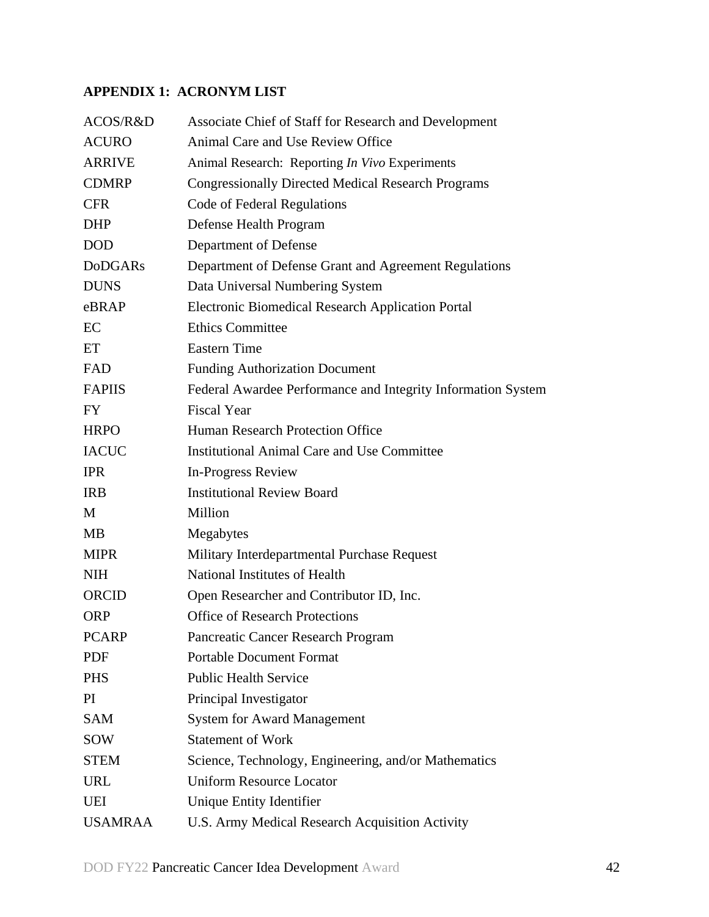## APPENDIX 1: ACRONYM LIST

| | |
|---|---|
| ACOS/R&D | Associate Chief of Staff for Research and Development |
| ACURO | Animal Care and Use Review Office |
| ARRIVE | Animal Research: Reporting *In Vivo* Experiments |
| CDMRP | Congressionally Directed Medical Research Programs |
| CFR | Code of Federal Regulations |
| DHP | Defense Health Program |
| DOD | Department of Defense |
| DoDGARs | Department of Defense Grant and Agreement Regulations |
| DUNS | Data Universal Numbering System |
| eBRAP | Electronic Biomedical Research Application Portal |
| EC | Ethics Committee |
| ET | Eastern Time |
| FAD | Funding Authorization Document |
| FAPIIS | Federal Awardee Performance and Integrity Information System |
| FY | Fiscal Year |
| HRPO | Human Research Protection Office |
| IACUC | Institutional Animal Care and Use Committee |
| IPR | In-Progress Review |
| IRB | Institutional Review Board |
| M | Million |
| MB | Megabytes |
| MIPR | Military Interdepartmental Purchase Request |
| NIH | National Institutes of Health |
| ORCID | Open Researcher and Contributor ID, Inc. |
| ORP | Office of Research Protections |
| PCARP | Pancreatic Cancer Research Program |
| PDF | Portable Document Format |
| PHS | Public Health Service |
| PI | Principal Investigator |
| SAM | System for Award Management |
| SOW | Statement of Work |
| STEM | Science, Technology, Engineering, and/or Mathematics |
| URL | Uniform Resource Locator |
| UEI | Unique Entity Identifier |
| USAMRAA | U.S. Army Medical Research Acquisition Activity |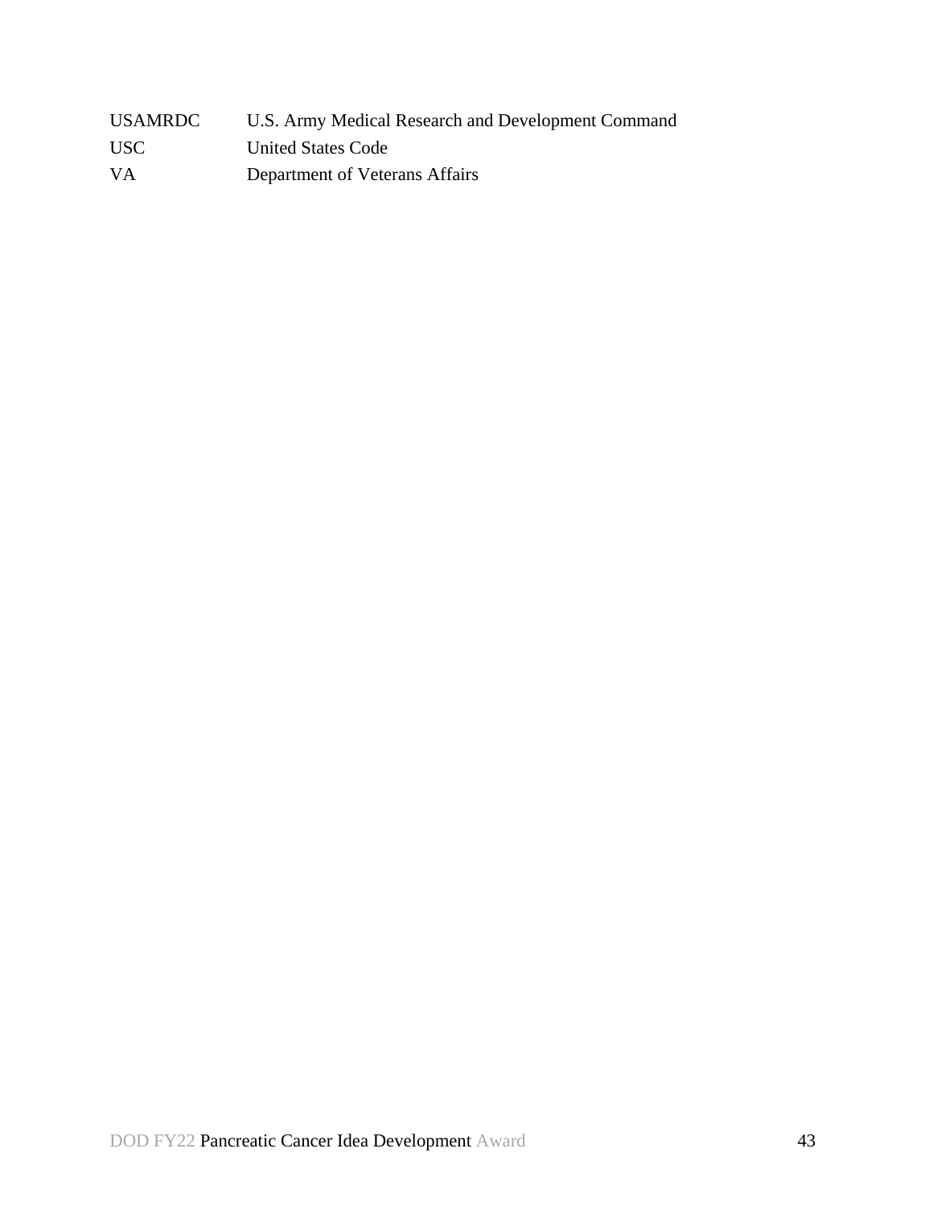| | |
|---|---|
| USAMRDC | U.S. Army Medical Research and Development Command |
| USC | United States Code |
| VA | Department of Veterans Affairs |